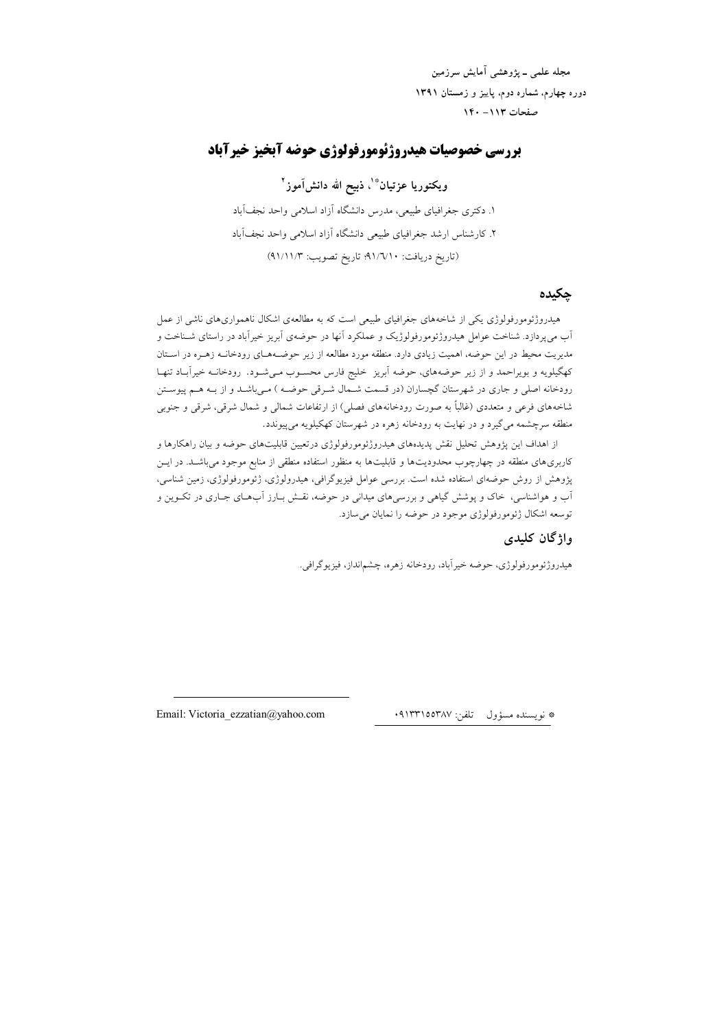مجله علمی ـ پژوهشی آمایش سرزمین
دوره چهارم، شماره دوم، پاییز و زمستان ۱۳۹۱
صفحات ۱۱۳- ۱۴۰

# بررسی خصوصیات هیدروژئومورفولوژی حوضه آبخیز خیرآباد

**ویکتوریا عزتیان*[1]، ذبیح الله دانش‌آموز[2]**

۱. دکتری جغرافیای طبیعی، مدرس دانشگاه آزاد اسلامی واحد نجف‌آباد
۲. کارشناس ارشد جغرافیای طبیعی دانشگاه آزاد اسلامی واحد نجف‌آباد

(تاریخ دریافت: ۹۱/٦/۱۰؛ تاریخ تصویب: ۹۱/۱۱/۳)

## چکیده

هیدروژئومورفولوژی یکی از شاخه‌های جغرافیای طبیعی است که به مطالعه‌ی اشکال ناهمواری‌های ناشی از عمل آب می‌پردازد. شناخت عوامل هیدروژئومورفولوژیک و عملکرد آنها در حوضه‌ی آبریز خیرآباد در راستای شناخت و مدیریت محیط در این حوضه، اهمیت زیادی دارد. منطقه مورد مطالعه از زیر حوضه‌های رودخانه زهره در استان کهگیلویه و بویراحمد و از زیر حوضه‌های، حوضه آبریز خلیج فارس محسوب می‌شود. رودخانه خیرآباد تنها رودخانه اصلی و جاری در شهرستان گچساران (در قسمت شمال شرقی حوضه ) می‌باشد و از بـه هـم پیوستن شاخه‌های فرعی و متعددی (غالباً به صورت رودخانه‌های فصلی) از ارتفاعات شمالی و شمال شرقی، شرقی و جنوبی منطقه سرچشمه می‌گیرد و در نهایت به رودخانه زهره در شهرستان کهکیلویه می‌پیوندد.

از اهداف این پژوهش تحلیل نقش پدیده‌های هیدروژئومورفولوژی درتعیین قابلیت‌های حوضه و بیان راهکارها و کاربری‌های منطقه در چهارچوب محدودیت‌ها و قابلیت‌ها به منظور استفاده منطقی از منابع موجود می‌باشد. در این پژوهش از روش حوضه‌ای استفاده شده است. بررسی عوامل فیزیوگرافی، هیدرولوژی، ژئومورفولوژی، زمین شناسی، آب و هواشناسی، خاک و پوشش گیاهی و بررسی‌های میدانی در حوضه، نقش بارز آب‌های جاری در تکوین و توسعه اشکال ژئومورفولوژی موجود در حوضه را نمایان می‌سازد.

## واژگان کلیدی

هیدروژئومورفولوژی، حوضه خیرآباد، رودخانه زهره، چشم‌انداز، فیزیوگرافی.

---

* نویسنده مسؤول  تلفن: ۰۹۱۳۳۱۵۵۳۸۷  Email: Victoria_ezzatian@yahoo.com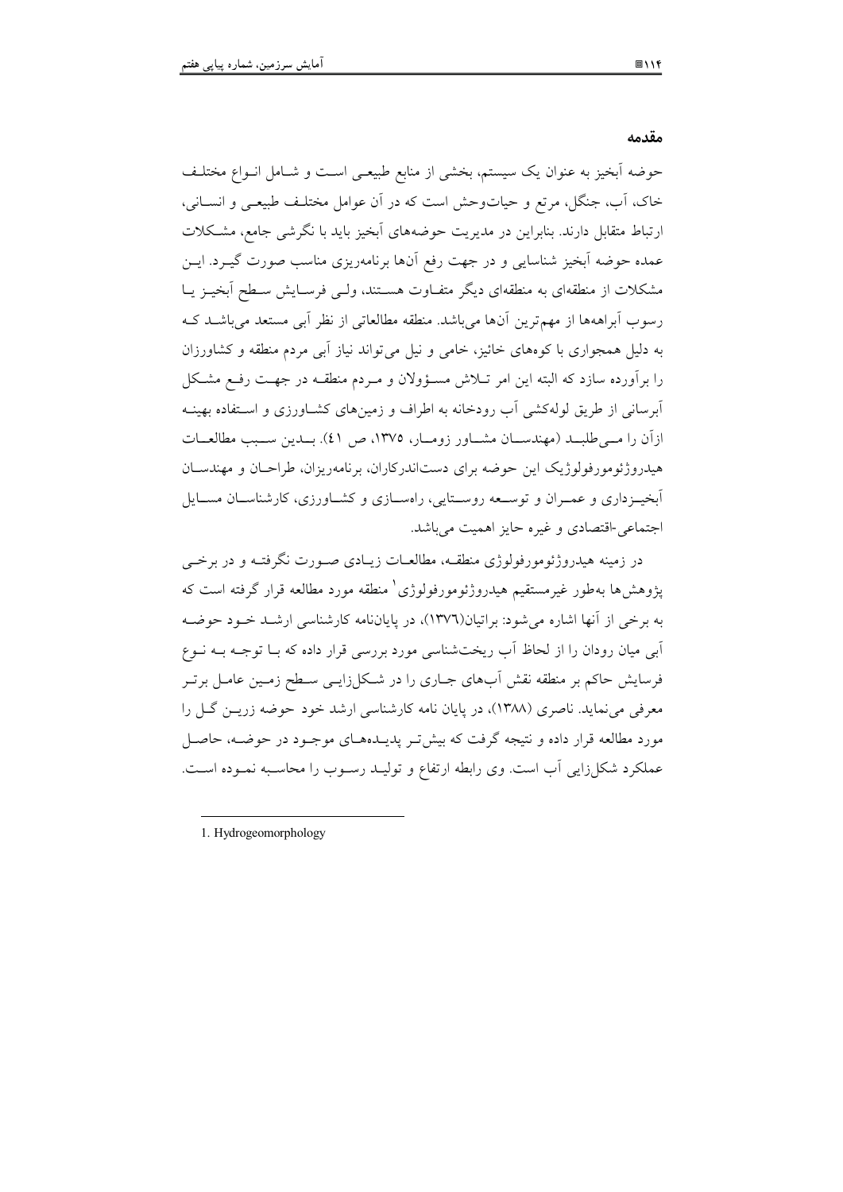## مقدمه

حوضه آبخیز به عنوان یک سیستم، بخشی از منابع طبیعی است و شامل انواع مختلف خاک، آب، جنگل، مرتع و حیات‌وحش است که در آن عوامل مختلف طبیعی و انسانی، ارتباط متقابل دارند. بنابراین در مدیریت حوضه‌های آبخیز باید با نگرشی جامع، مشکلات عمده حوضه آبخیز شناسایی و در جهت رفع آن‌ها برنامه‌ریزی مناسب صورت گیرد. این مشکلات از منطقه‌ای به منطقه‌ای دیگر متفاوت هستند، ولی فرسایش سطح آبخیز یا رسوب آبراهه‌ها از مهم‌ترین آن‌ها می‌باشد. منطقه مطالعاتی از نظر آبی مستعد می‌باشد که به دلیل همجواری با کوه‌های خائیز، خامی و نیل می‌تواند نیاز آبی مردم منطقه و کشاورزان را برآورده سازد که البته این امر تلاش مسؤولان و مردم منطقه در جهت رفع مشکل آبرسانی از طریق لوله‌کشی آب رودخانه به اطراف و زمین‌های کشاورزی و استفاده بهینه ازآن را می‌طلبد (مهندسان مشاور زومار، ۱۳۷۵، ص ٤١). بدین سبب مطالعات هیدروژئومورفولوژیک این حوضه برای دست‌اندرکاران، برنامه‌ریزان، طراحان و مهندسان آبخیزداری و عمران و توسعه روستایی، راه‌سازی و کشاورزی، کارشناسان مسایل اجتماعی-اقتصادی و غیره حایز اهمیت می‌باشد.

در زمینه هیدروژئومورفولوژی منطقه، مطالعات زیادی صورت نگرفته و در برخی پژوهش‌ها به‌طور غیرمستقیم هیدروژئومورفولوژی[1] منطقه مورد مطالعه قرار گرفته است که به برخی از آنها اشاره می‌شود: براتیان(١٣٧٦)، در پایان‌نامه کارشناسی ارشد خود حوضه آبی میان رودان را از لحاظ آب ریخت‌شناسی مورد بررسی قرار داده که با توجه به نوع فرسایش حاکم بر منطقه نقش آب‌های جاری را در شکل‌زایی سطح زمین عامل برتر معرفی می‌نماید. ناصری (۱۳۸۸)، در پایان نامه کارشناسی ارشد خود حوضه زرین گل را مورد مطالعه قرار داده و نتیجه گرفت که بیش‌تر پدیده‌های موجود در حوضه، حاصل عملکرد شکل‌زایی آب است. وی رابطه ارتفاع و تولید رسوب را محاسبه نموده است.

---

1. Hydrogeomorphology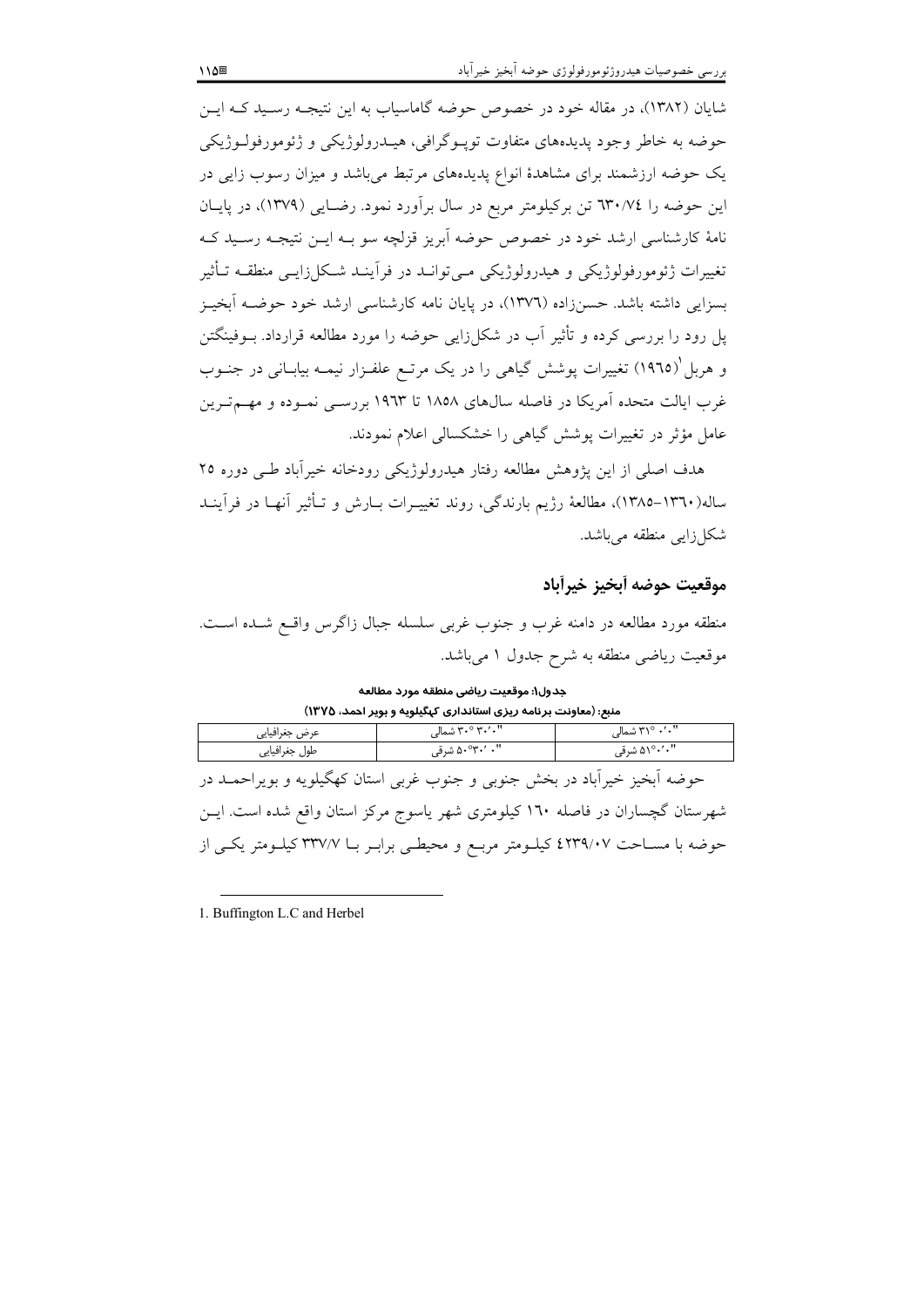شایان (۱۳۸۲)، در مقاله خود در خصوص حوضه گاماسیاب به این نتیجه رسید که این حوضه به خاطر وجود پدیده‌های متفاوت توپوگرافی، هیدرولوژیکی و ژئومورفولوژیکی یک حوضه ارزشمند برای مشاهدهٔ انواع پدیده‌های مرتبط می‌باشد و میزان رسوب زایی در این حوضه را ٦٣٠/٧٤ تن برکیلومتر مربع در سال برآورد نمود. رضایی (۱۳۷۹)، در پایان نامهٔ کارشناسی ارشد خود در خصوص حوضه آبریز قزلچه سو به این نتیجه رسید که تغییرات ژئومورفولوژیکی و هیدرولوژیکی می‌تواند در فرآیند شکل‌زایی منطقه تأثیر بسزایی داشته باشد. حسن‌زاده (۱۳۷٦)، در پایان نامه کارشناسی ارشد خود حوضه آبخیز پل رود را بررسی کرده و تأثیر آب در شکل‌زایی حوضه را مورد مطالعه قرارداد. بوفینگتن و هربل[1] (١٩٦٥) تغییرات پوشش گیاهی را در یک مرتع علفزار نیمه بیابانی در جنوب غرب ایالت متحده آمریکا در فاصله سال‌های ١٨٥٨ تا ١٩٦٣ بررسی نموده و مهم‌ترین عامل مؤثر در تغییرات پوشش گیاهی را خشکسالی اعلام نمودند.

هدف اصلی از این پژوهش مطالعه رفتار هیدرولوژیکی رودخانه خیرآباد طی دوره ٢٥ ساله(١٣٦٠-١٣٨٥)، مطالعهٔ رژیم بارندگی، روند تغییرات بارش و تأثیر آنها در فرآیند شکل‌زایی منطقه می‌باشد.

## موقعیت حوضه آبخیز خیرآباد

منطقه مورد مطالعه در دامنه غرب و جنوب غربی سلسله جبال زاگرس واقع شده است. موقعیت ریاضی منطقه به شرح جدول ١ می‌باشد.

**جدول۱: موقعیت ریاضی منطقه مورد مطالعه**

**منبع: (معاونت برنامه ریزی استانداری کهگیلویه و بویر احمد، ١٣٧٥)**

| | | |
|---|---|---|
| عرض جغرافیایی | "۳۰° ۳۰′ ۰ شمالی | "۳۱° ۰′ ۰ شمالی |
| طول جغرافیایی | "۵۰° ۳۰′ ۰ شرقی | "۵۱° ۰′ ۰ شرقی |

حوضه آبخیز خیرآباد در بخش جنوبی و جنوب غربی استان کهگیلویه و بویراحمد در شهرستان گچساران در فاصله ١٦٠ کیلومتری شهر یاسوج مرکز استان واقع شده است. این حوضه با مساحت ٤٢٣٩/٠٧ کیلومتر مربع و محیطی برابر با ٣٣٧/٧ کیلومتر یکی از

1. Buffington L.C and Herbel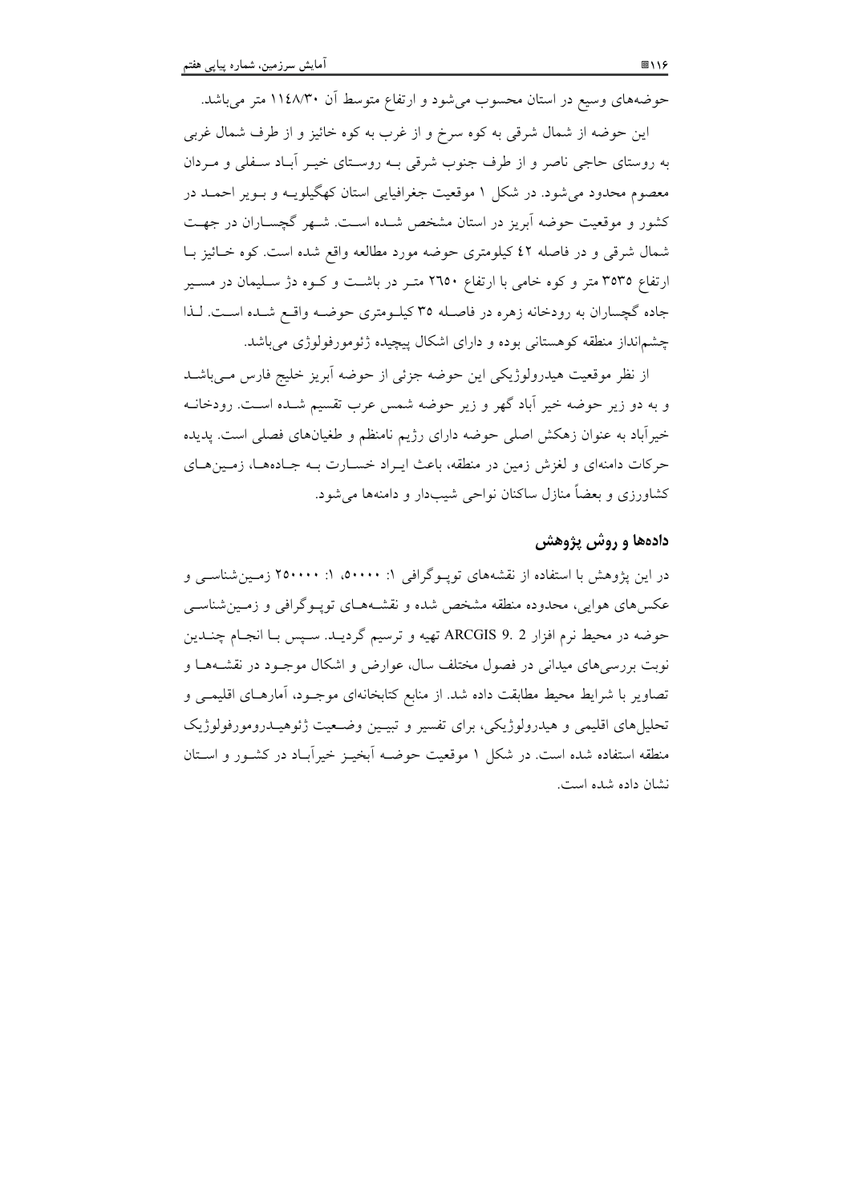حوضه‌های وسیع در استان محسوب می‌شود و ارتفاع متوسط آن ۱۱۴۸/۳۰ متر می‌باشد.

این حوضه از شمال شرقی به کوه سرخ و از غرب به کوه خائیز و از طرف شمال غربی به روستای حاجی ناصر و از طرف جنوب شرقی بـه روستـای خیـر آبـاد سـفلی و مـردان معصوم محدود می‌شود. در شکل ۱ موقعیت جغرافیایی استان کهگیلویـه و بـویر احمـد در کشور و موقعیت حوضه آبریز در استان مشخص شـده اسـت. شـهر گچساران در جهـت شمال شرقی و در فاصله ٤٢ کیلومتری حوضه مورد مطالعه واقع شده است. کوه خـائیز بـا ارتفاع ۳۵۳۵ متر و کوه خامی با ارتفاع ۲٦۵۰ متـر در باشـت و کـوه دژ سـلیمان در مسـیر جاده گچساران به رودخانه زهره در فاصلـه ۳۵ کیلـومتری حوضـه واقـع شـده اسـت. لـذا چشم‌انداز منطقه کوهستانی بوده و دارای اشکال پیچیده ژئومورفولوژی می‌باشد.

از نظر موقعیت هیدرولوژیکی این حوضه جزئی از حوضه آبریز خلیج فارس مـی‌باشـد و به دو زیر حوضه خیر آباد گهر و زیر حوضه شمس عرب تقسیم شـده اسـت. رودخانـه خیرآباد به عنوان زهکش اصلی حوضه دارای رژیم نامنظم و طغیان‌های فصلی است. پدیده حرکات دامنه‌ای و لغزش زمین در منطقه، باعث ایـراد خسـارت بـه جـاده‌هـا، زمـین‌هـای کشاورزی و بعضاً منازل ساکنان نواحی شیب‌دار و دامنه‌ها می‌شود.

## داده‌ها و روش پژوهش

در این پژوهش با استفاده از نقشه‌های توپـوگرافی ۱: ۵۰۰۰۰، ۱: ۲۵۰۰۰۰ زمـین‌شناسـی و عکس‌های هوایی، محدوده منطقه مشخص شده و نقشـه‌هـای توپـوگرافی و زمـین‌شناسـی حوضه در محیط نرم افزار ARCGIS 9. 2 تهیه و ترسیم گردیـد. سـپس بـا انجـام چنـدین نوبت بررسی‌های میدانی در فصول مختلف سال، عوارض و اشکال موجـود در نقشـه‌هـا و تصاویر با شرایط محیط مطابقت داده شد. از منابع کتابخانه‌ای موجـود، آمارهـای اقلیمـی و تحلیل‌های اقلیمی و هیدرولوژیکی، برای تفسیر و تبیـین وضـعیت ژئوهیـدرومورفولوژیک منطقه استفاده شده است. در شکل ۱ موقعیت حوضـه آبخیـز خیرآبـاد در کشـور و اسـتان نشان داده شده است.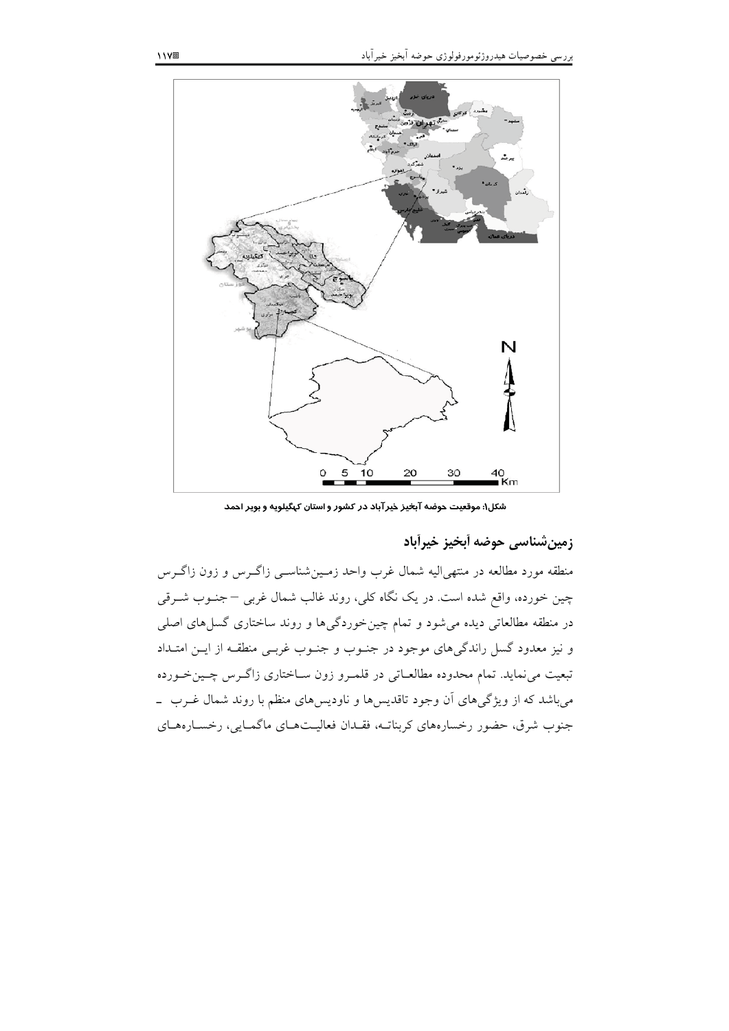شکل۱: موقعیت حوضه آبخیز خیرآباد در کشور و استان کهگیلویه و بویر احمد

## زمین‌شناسی حوضه آبخیز خیرآباد

منطقه مورد مطالعه در منتهی‌الیه شمال غرب واحد زمین‌شناسی زاگرس و زون زاگرس چین خورده، واقع شده است. در یک نگاه کلی، روند غالب شمال غربی – جنوب شرقی در منطقه مطالعاتی دیده می‌شود و تمام چین‌خوردگی‌ها و روند ساختاری گسل‌های اصلی و نیز معدود گسل راندگی‌های موجود در جنوب و جنوب غربی منطقه از این امتداد تبعیت می‌نماید. تمام محدوده مطالعاتی در قلمرو زون ساختاری زاگرس چین‌خورده می‌باشد که از ویژگی‌های آن وجود تاقدیس‌ها و ناودیس‌های منظم با روند شمال غرب – جنوب شرق، حضور رخساره‌های کربناته، فقدان فعالیت‌های ماگمایی، رخساره‌های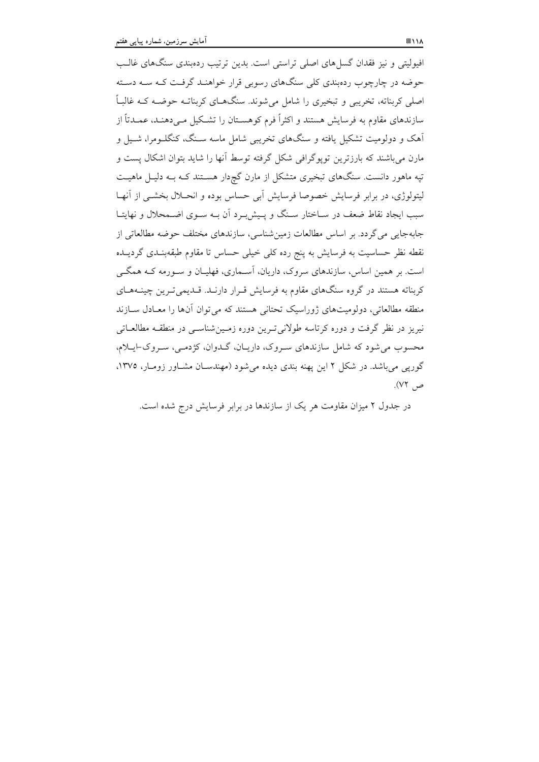افیولیتی و نیز فقدان گسل‌های اصلی تراستی است. بدین ترتیب رده‌بندی سنگ‌های غالب حوضه در چارچوب رده‌بندی کلی سنگ‌های رسوبی قرار خواهند گرفت که سه دسته اصلی کربناته، تخریبی و تبخیری را شامل می‌شوند. سنگ‌های کربناته حوضه که غالباً سازندهای مقاوم به فرسایش هستند و اکثراً فرم کوهستان را تشکیل می‌دهند، عمدتاً از آهک و دولومیت تشکیل یافته و سنگ‌های تخریبی شامل ماسه سنگ، کنگلومرا، شیل و مارن می‌باشند که بارزترین توپوگرافی شکل گرفته توسط آنها را شاید بتوان اشکال پست و تپه ماهور دانست. سنگ‌های تبخیری متشکل از مارن گچ‌دار هستند که به دلیل ماهیت لیتولوژی، در برابر فرسایش خصوصا فرسایش آبی حساس بوده و انحلال بخشی از آنها سبب ایجاد نقاط ضعف در ساختار سنگ و پیش‌برد آن به سوی اضمحلال و نهایتا جابه‌جایی می‌گردد. بر اساس مطالعات زمین‌شناسی، سازندهای مختلف حوضه مطالعاتی از نقطه نظر حساسیت به فرسایش به پنج رده کلی خیلی حساس تا مقاوم طبقه‌بندی گردیده است. بر همین اساس، سازندهای سروک، داریان، آسماری، فهلیان و سورمه که همگی کربناته هستند در گروه سنگ‌های مقاوم به فرسایش قرار دارند. قدیمی‌ترین چینه‌های منطقه مطالعاتی، دولومیت‌های ژوراسیک تحتانی هستند که می‌توان آن‌ها را معادل سازند نیریز در نظر گرفت و دوره کرتاسه طولانی‌ترین دوره زمین‌شناسی در منطقه مطالعاتی محسوب می‌شود که شامل سازندهای سروک، داریان، گدوان، کژدمی، سروک-ایلام، گورپی می‌باشد. در شکل ۲ این پهنه بندی دیده می‌شود (مهندسان مشاور زومار، ۱۳۷۵، ص ۷۲).

در جدول ۲ میزان مقاومت هر یک از سازندها در برابر فرسایش درج شده است.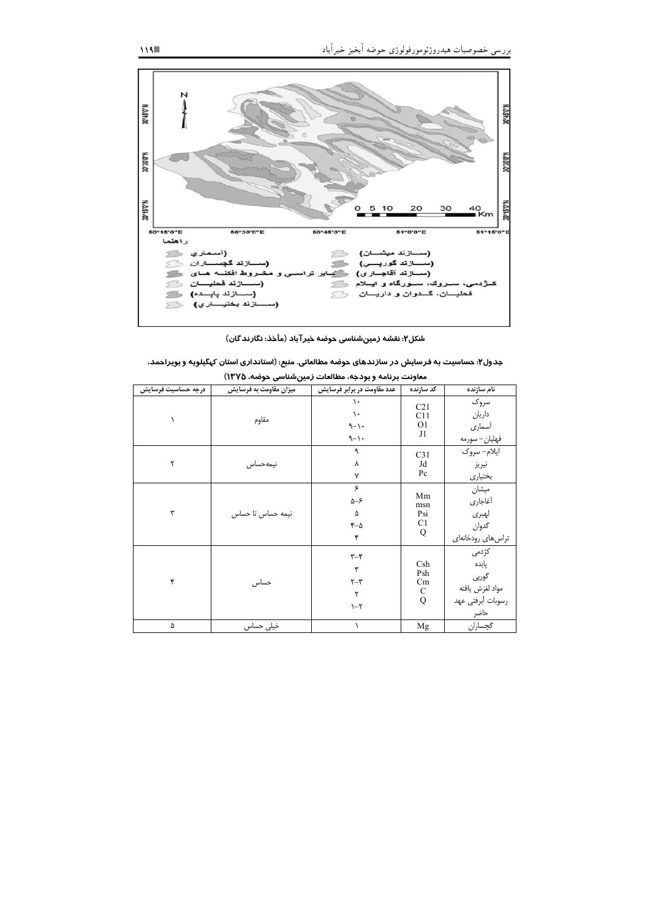**شکل۲: نقشه زمین‌شناسی حوضه خیرآباد (مأخذ: نگارندگان)**

**جدول۲: حساسیت به فرسایش در سازندهای حوضه مطالعاتی. منبع: (استانداری استان کهگیلویه و بویراحمد، معاونت برنامه و بودجه، مطالعات زمین‌شناسی حوضه، ۱۳۷۵)**

| نام سازنده | کد سازنده | عدد مقاومت در برابر فرسایش | میزان مقاومت به فرسایش | درجه حساسیت فرسایش |
|---|---|---|---|---|
| سروک | C21 | ۱۰ | مقاوم | ۱ |
| داریان | C11 | ۱۰ | | |
| آسماری | O1 | ۹–۱۰ | | |
| فهلیان– سورمه | J1 | ۹–۱۰ | | |
| ایلام– سروک | C31 | ۹ | نیمه‌حساس | ۲ |
| نیریز | Jd | ۸ | | |
| بختیاری | Pc | ۷ | | |
| میشان | Mm | ۶ | نیمه حساس تا حساس | ۳ |
| آغاجاری | msn | ۵–۶ | | |
| لهبری | Psi | ۵ | | |
| گدوان | C1 | ۴–۵ | | |
| تراس‌های رودخانه‌ای | Q | ۴ | | |
| کژدمی | Csh | ۳–۴ | حساس | ۴ |
| پابده | Psh | ۳ | | |
| گورپی | Cm | ۲–۳ | | |
| مواد لغزش یافته | C | ۲ | | |
| رسوبات آبرفتی عهد حاضر | Q | ۱–۲ | | |
| گچساران | Mg | ۱ | خیلی حساس | ۵ |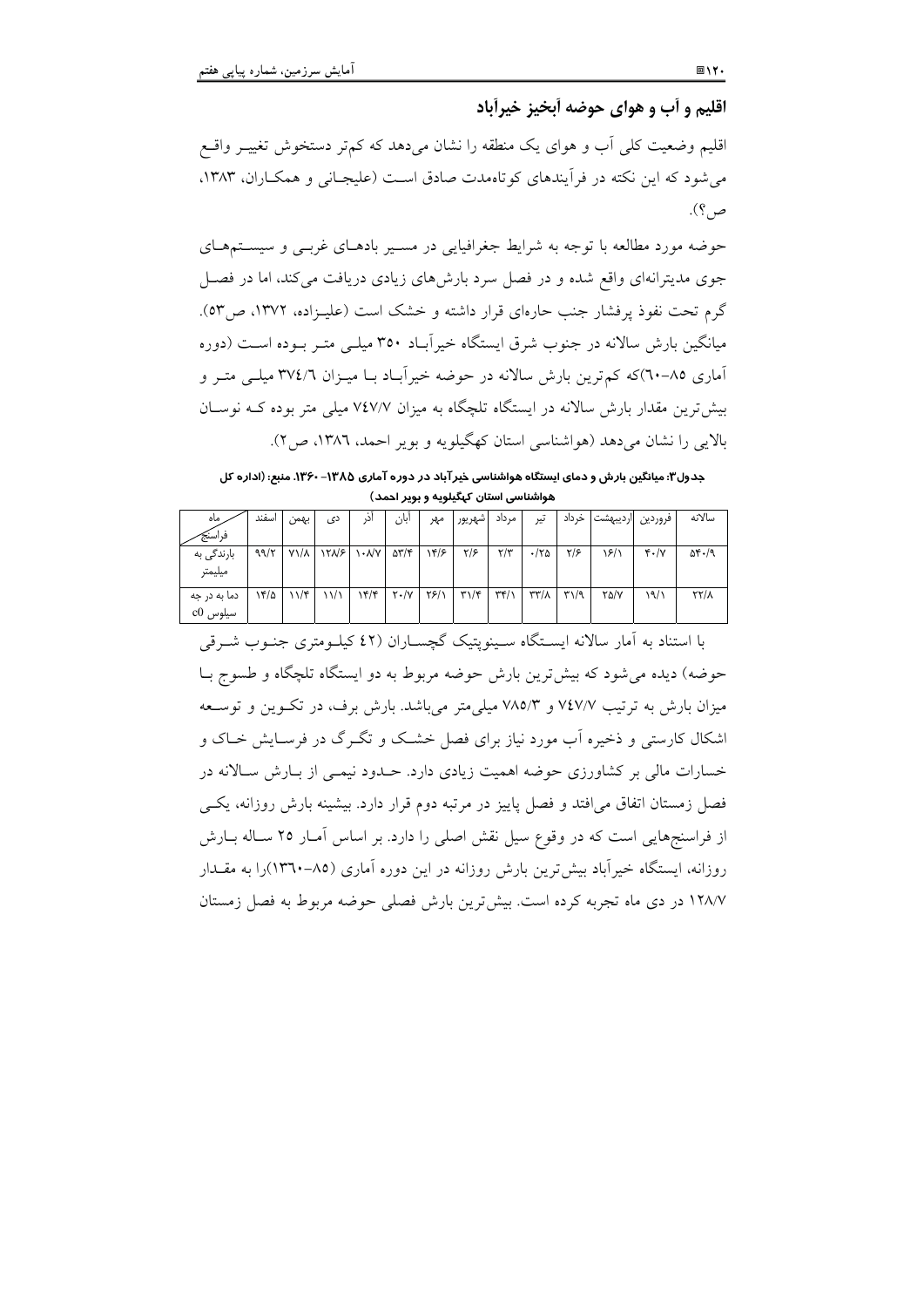## اقلیم و آب و هوای حوضه آبخیز خیرآباد

اقلیم وضعیت کلی آب و هوای یک منطقه را نشان می‌دهد که کم‌تر دستخوش تغییر واقع می‌شود که این نکته در فرآیندهای کوتاه‌مدت صادق است (علیجانی و همکاران، ۱۳۸۳، ص؟).

حوضه مورد مطالعه با توجه به شرایط جغرافیایی در مسیر بادهای غربی و سیستم‌های جوی مدیترانه‌ای واقع شده و در فصل سرد بارش‌های زیادی دریافت می‌کند، اما در فصل گرم تحت نفوذ پرفشار جنب حاره‌ای قرار داشته و خشک است (علیزاده، ۱۳۷۲، ص۵۳). میانگین بارش سالانه در جنوب شرق ایستگاه خیرآباد ۳۵۰ میلی متر بوده است (دوره آماری ۸۵-۶۰)که کم‌ترین بارش سالانه در حوضه خیرآباد با میزان ۳۷۴/۶ میلی متر و بیش‌ترین مقدار بارش سالانه در ایستگاه تلچگاه به میزان ۷۴۷/۷ میلی متر بوده که نوسان بالایی را نشان می‌دهد (هواشناسی استان کهگیلویه و بویر احمد، ۱۳۸۶، ص۲).

**جدول۳: میانگین بارش و دمای ایستگاه هواشناسی خیرآباد در دوره آماری ۱۳۸۵- ۱۳۶۰. منبع: (اداره کل هواشناسی استان کهگیلویه و بویر احمد)**

| ماه / فراسنج | اسفند | بهمن | دی | آذر | آبان | مهر | شهریور | مرداد | تیر | خرداد | اردیبهشت | فروردین | سالانه |
|---|---|---|---|---|---|---|---|---|---|---|---|---|---|
| بارندگی به میلیمتر | ۹۹/۲ | ۷۱/۸ | ۱۲۸/۶ | ۱۰۸/۷ | ۵۳/۴ | ۱۴/۶ | ۲/۶ | ۲/۳ | ۰/۲۵ | ۲/۶ | ۱۶/۱ | ۴۰/۷ | ۵۴۰/۹ |
| دما به در جه سیلوس c0 | ۱۴/۵ | ۱۱/۴ | ۱۱/۱ | ۱۴/۴ | ۲۰/۷ | ۲۶/۱ | ۳۱/۴ | ۳۴/۱ | ۳۳/۸ | ۳۱/۹ | ۲۵/۷ | ۱۹/۱ | ۲۲/۸ |

با استناد به آمار سالانه ایستگاه سینوپتیک گچساران (۴۲ کیلومتری جنوب شرقی حوضه) دیده می‌شود که بیش‌ترین بارش حوضه مربوط به دو ایستگاه تلچگاه و طسوج با میزان بارش به ترتیب ۷۴۷/۷ و ۷۸۵/۳ میلی‌متر می‌باشد. بارش برف، در تکوین و توسعه اشکال کارستی و ذخیره آب مورد نیاز برای فصل خشک و تگرگ در فرسایش خاک و خسارات مالی بر کشاورزی حوضه اهمیت زیادی دارد. حدود نیمی از بارش سالانه در فصل زمستان اتفاق می‌افتد و فصل پاییز در مرتبه دوم قرار دارد. بیشینه بارش روزانه، یکی از فراسنج‌هایی است که در وقوع سیل نقش اصلی را دارد. بر اساس آمار ۲۵ ساله بارش روزانه، ایستگاه خیرآباد بیش‌ترین بارش روزانه در این دوره آماری (۸۵-۱۳۶۰)را به مقدار ۱۲۸/۷ در دی ماه تجربه کرده است. بیش‌ترین بارش فصلی حوضه مربوط به فصل زمستان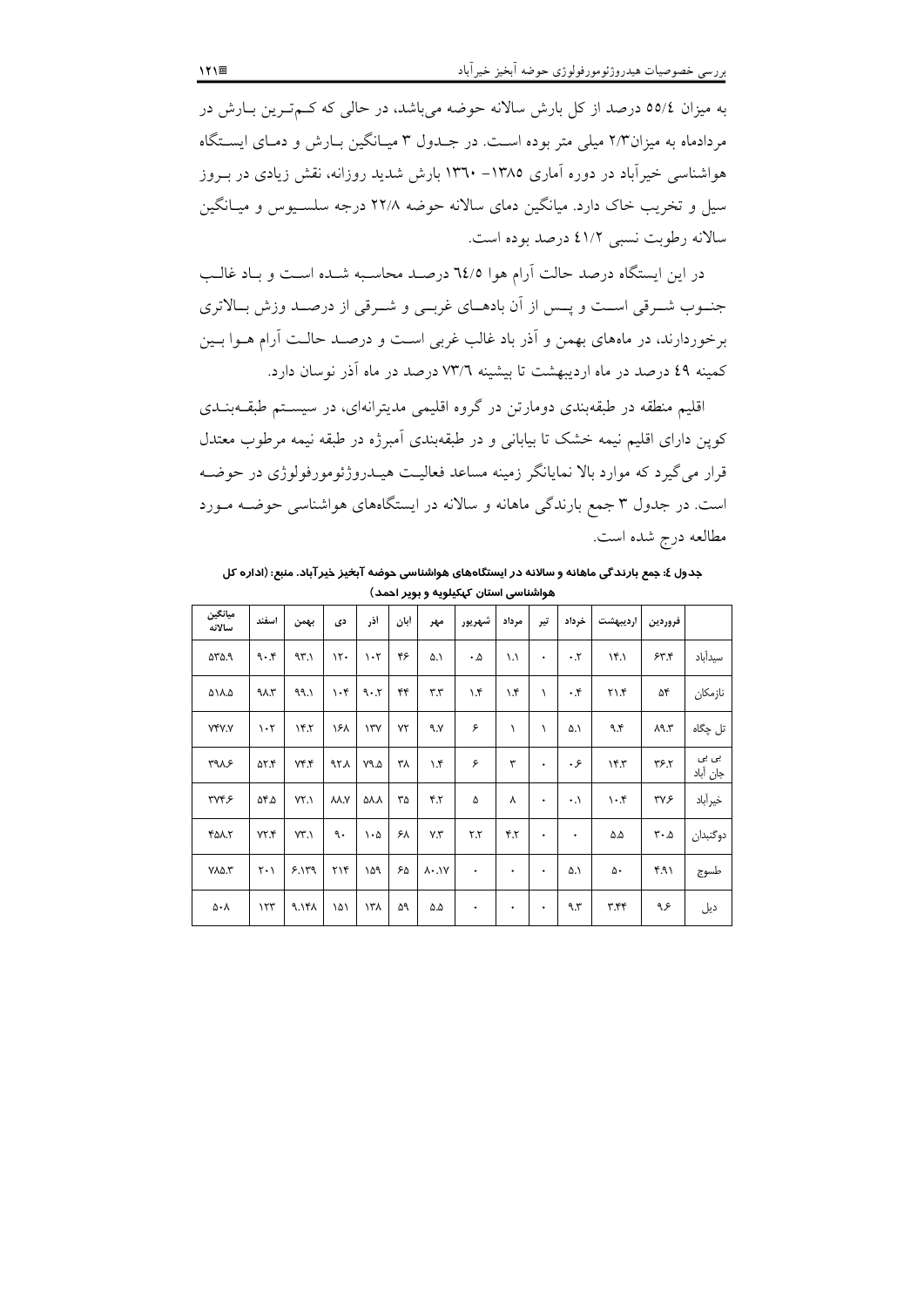به میزان ٥٥/٤ درصد از کل بارش سالانه حوضه می‌باشد، در حالی که کم‌ترین بارش در مردادماه به میزان۲/۳ میلی متر بوده است. در جدول ۳ میانگین بارش و دمای ایستگاه هواشناسی خیرآباد در دوره آماری ۱۳۸۵– ۱۳٦۰ بارش شدید روزانه، نقش زیادی در بروز سیل و تخریب خاک دارد. میانگین دمای سالانه حوضه ۲۲/۸ درجه سلسیوس و میانگین سالانه رطوبت نسبی ٤۱/۲ درصد بوده است.

در این ایستگاه درصد حالت آرام هوا ٦٤/٥ درصد محاسبه شده است و باد غالب جنوب شرقی است و پس از آن بادهای غربی و شرقی از درصد وزش بالاتری برخوردارند، در ماه‌های بهمن و آذر باد غالب غربی است و درصد حالت آرام هوا بین کمینه ٤۹ درصد در ماه اردیبهشت تا بیشینه ۷۳/٦ درصد در ماه آذر نوسان دارد.

اقلیم منطقه در طبقه‌بندی دومارتن در گروه اقلیمی مدیترانه‌ای، در سیستم طبقه‌بندی کوپن دارای اقلیم نیمه خشک تا بیابانی و در طبقه‌بندی آمبرژه در طبقه نیمه مرطوب معتدل قرار می‌گیرد که موارد بالا نمایانگر زمینه مساعد فعالیت هیدروژئومورفولوژی در حوضه است. در جدول ۳ جمع بارندگی ماهانه و سالانه در ایستگاه‌های هواشناسی حوضه مورد مطالعه درج شده است.

**جدول ٤: جمع بارندگی ماهانه و سالانه در ایستگاه‌های هواشناسی حوضه آبخیز خیرآباد. منبع: (اداره کل هواشناسی استان کهکیلویه و بویر احمد)**

| | فروردین | اردیبهشت | خرداد | تیر | مرداد | شهریور | مهر | آبان | آذر | دی | بهمن | اسفند | میانگین سالانه |
|---|---|---|---|---|---|---|---|---|---|---|---|---|---|
| سیدآباد | ۶۳.۴ | ۱۴.۱ | ۰.۲ | ۰ | ۱.۱ | ۰.۵ | ۵.۱ | ۴۶ | ۱۰۲ | ۱۲۰ | ۹۳.۱ | ۹۰.۴ | ۵۳۵.۹ |
| نازمکان | ۵۴ | ۲۱.۴ | ۰.۴ | ۱ | ۱.۴ | ۱.۴ | ۳.۳ | ۴۴ | ۹۰.۲ | ۱۰۴ | ۹۹.۱ | ۹۸.۳ | ۵۱۸.۵ |
| تل چگاه | ۸۹.۳ | ۹.۴ | ۵.۱ | ۱ | ۱ | ۶ | ۹.۷ | ۷۲ | ۱۳۷ | ۱۶۸ | ۱۴.۲ | ۱۰۲ | ۷۴۷.۷ |
| بی بی جان آباد | ۳۶.۲ | ۱۴.۳ | ۰.۶ | ۰ | ۳ | ۶ | ۱.۴ | ۳۸ | ۷۹.۵ | ۹۲.۸ | ۷۴.۴ | ۵۲.۴ | ۳۹۸.۶ |
| خیرآباد | ۳۷.۶ | ۱۰.۴ | ۰.۱ | ۰ | ۸ | ۵ | ۴.۲ | ۳۵ | ۵۸.۸ | ۸۸.۷ | ۷۲.۱ | ۵۴.۵ | ۳۷۴.۶ |
| دوگنبدان | ۳۰.۵ | ۵.۵ | ۰ | ۰ | ۴.۲ | ۲.۲ | ۷.۳ | ۶۸ | ۱۰۵ | ۹۰ | ۷۳.۱ | ۷۲.۴ | ۴۵۸.۲ |
| طسوج | ۴.۹۱ | ۵۰ | ۵.۱ | ۰ | ۰ | ۰ | ۸۰.۱۷ | ۶۵ | ۱۵۹ | ۲۱۴ | ۶.۱۳۹ | ۲۰۱ | ۷۸۵.۳ |
| دیل | ۹.۶ | ۳.۴۴ | ۹.۳ | ۰ | ۰ | ۰ | ۵.۵ | ۵۹ | ۱۳۸ | ۱۵۱ | ۹.۱۴۸ | ۱۲۳ | ۵۰۸ |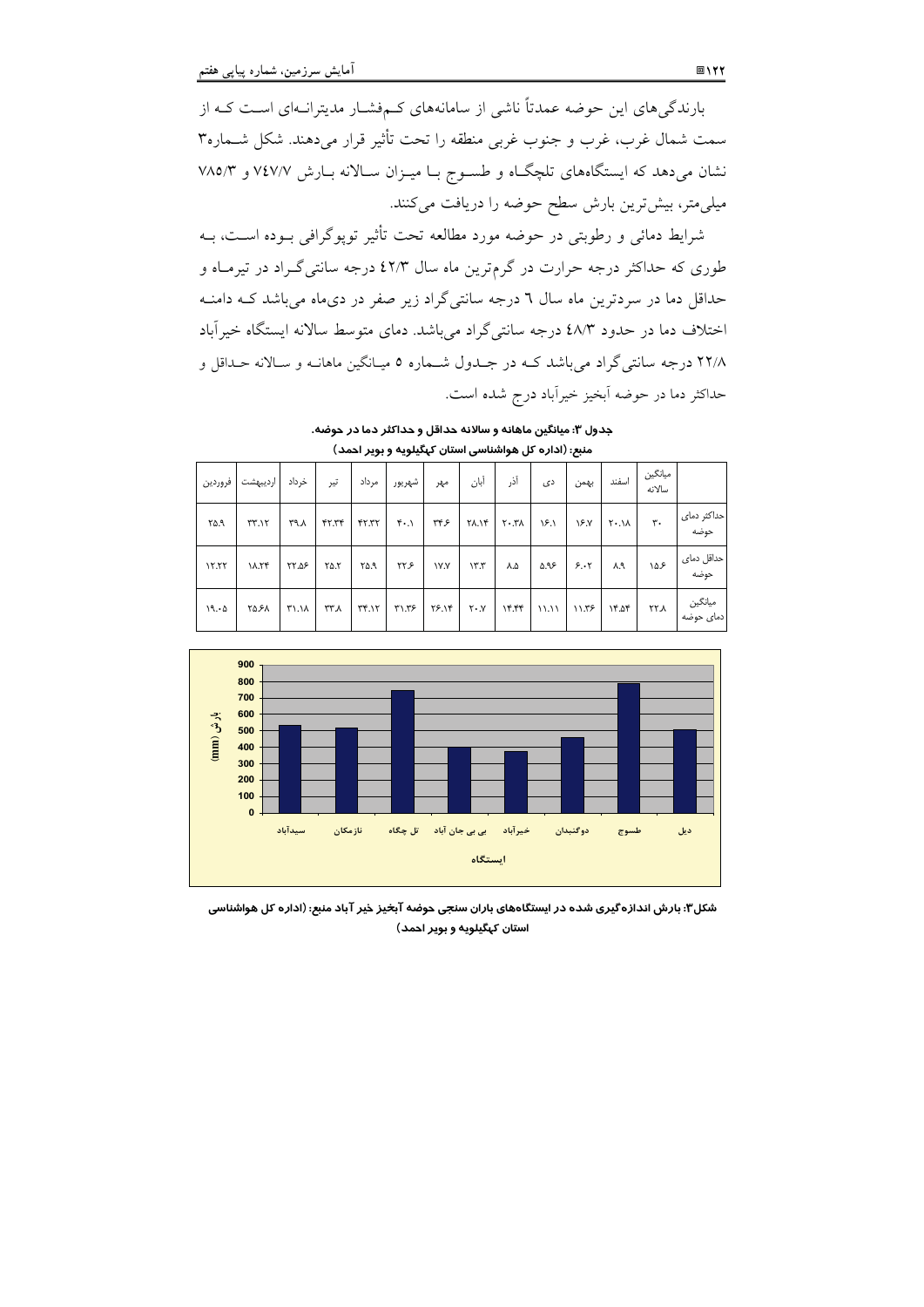بارندگی‌های این حوضه عمدتاً ناشی از سامانه‌های کم‌فشار مدیترانه‌ای است که از سمت شمال غرب، غرب و جنوب غربی منطقه را تحت تأثیر قرار می‌دهند. شکل شماره۳ نشان می‌دهد که ایستگاه‌های تلچگاه و طسوج با میزان سالانه بارش ۷٤۷/۷ و ۷۸۵/۳ میلی‌متر، بیش‌ترین بارش سطح حوضه را دریافت می‌کنند.

شرایط دمائی و رطوبتی در حوضه مورد مطالعه تحت تأثیر توپوگرافی بوده است، به طوری که حداکثر درجه حرارت در گرم‌ترین ماه سال ٤۲/۳ درجه سانتی‌گراد در تیرماه و حداقل دما در سردترین ماه سال ٦ درجه سانتی‌گراد زیر صفر در دی‌ماه می‌باشد که دامنه اختلاف دما در حدود ٤۸/۳ درجه سانتی‌گراد می‌باشد. دمای متوسط سالانه ایستگاه خیرآباد ۲۲/۸ درجه سانتی‌گراد می‌باشد که در جدول شماره ۵ میانگین ماهانه و سالانه حداقل و حداکثر دما در حوضه آبخیز خیرآباد درج شده است.

**جدول ۳: میانگین ماهانه و سالانه حداقل و حداکثر دما در حوضه.**
**منبع: (اداره کل هواشناسی استان کهگیلویه و بویر احمد)**

| | میانگین سالانه | اسفند | بهمن | دی | آذر | آبان | مهر | شهریور | مرداد | تیر | خرداد | اردیبهشت | فروردین |
|---|---|---|---|---|---|---|---|---|---|---|---|---|---|
| حداکثر دمای حوضه | ۳۰ | ۲۰.۱۸ | ۱۶.۷ | ۱۶.۱ | ۲۰.۳۸ | ۲۸.۱۴ | ۳۴.۶ | ۴۰.۱ | ۴۲.۳۲ | ۴۲.۳۴ | ۳۹.۸ | ۳۳.۱۲ | ۲۵.۹ |
| حداقل دمای حوضه | ۱۵.۶ | ۸.۹ | ۶.۰۲ | ۵.۹۶ | ۸.۵ | ۱۳.۳ | ۱۷.۷ | ۲۲.۶ | ۲۵.۹ | ۲۵.۲ | ۲۲.۵۶ | ۱۸.۲۴ | ۱۲.۲۲ |
| میانگین دمای حوضه | ۲۲.۸ | ۱۴.۵۴ | ۱۱.۳۶ | ۱۱.۱۱ | ۱۴.۴۴ | ۲۰.۷ | ۲۶.۱۴ | ۳۱.۳۶ | ۳۴.۱۲ | ۳۳.۸ | ۳۱.۱۸ | ۲۵.۶۸ | ۱۹.۰۵ |

**شکل۳: بارش اندازه‌گیری شده در ایستگاه‌های باران سنجی حوضه آبخیز خیر آباد منبع: (اداره کل هواشناسی استان کهگیلویه و بویر احمد)**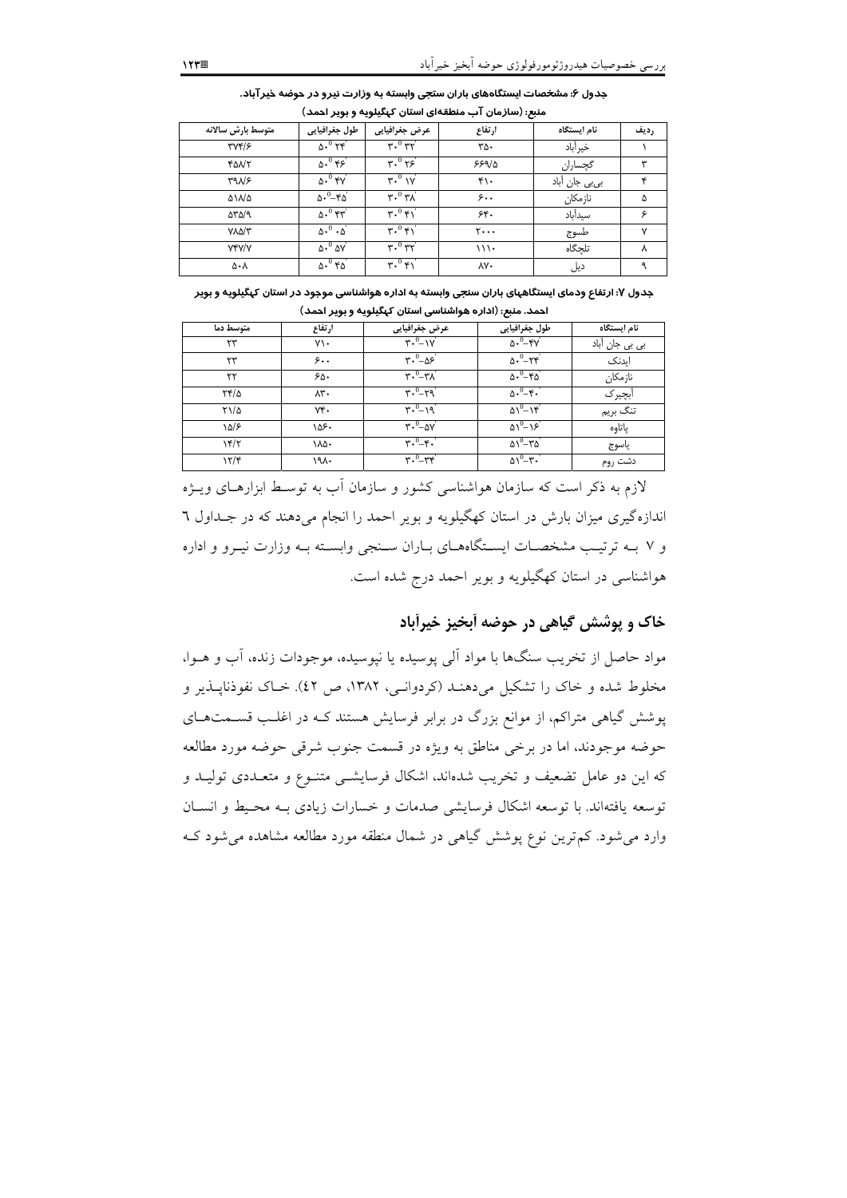جدول ۶: مشخصات ایستگاه‌های باران سنجی وابسته به وزارت نیرو در حوضه خیرآباد. منبع: (سازمان آب منطقه‌ای استان کهگیلویه و بویر احمد)

| ردیف | نام ایستگاه | ارتفاع | عرض جغرافیایی | طول جغرافیایی | متوسط بارش سالانه |
|---|---|---|---|---|---|
| ۱ | خیرآباد | ۳۵۰ | ′۳۲ °۳۰ | ′۲۴ °۵۰ | ۳۷۴/۶ |
| ۳ | گچساران | ۶۶۹/۵ | ′۲۶ °۳۰ | ′۴۶ °۵۰ | ۴۵۸/۲ |
| ۴ | بی‌بی جان آباد | ۴۱۰ | ′۱۷ °۳۰ | ′۴۷ °۵۰ | ۳۹۸/۶ |
| ۵ | نازمکان | ۶۰۰ | ′۳۸ °۳۰ | ′۴۵-°۵۰ | ۵۱۸/۵ |
| ۶ | سیدآباد | ۶۴۰ | ′۴۱ °۳۰ | ′۴۳ °۵۰ | ۵۳۵/۹ |
| ۷ | طسوج | ۲۰۰۰ | ′۳۲ °۳۰ | ′۰۵ °۵۰ | ۷۸۵/۳ |
| ۸ | تلچگاه | ۱۱۱۰ | ′۳۲ °۳۰ | ′۵۷ °۵۰ | ۷۴۷/۷ |
| ۹ | دیل | ۸۷۰ | ′۴۱ °۳۰ | ′۴۵ °۵۰ | ۵۰۸ |

جدول ۷: ارتفاع ودمای ایستگاههای باران سنجی وابسته به اداره هواشناسی موجود در استان کهگیلویه و بویر احمد. منبع: (اداره هواشناسی استان کهگیلویه و بویر احمد)

| نام ایستگاه | طول جغرافیایی | عرض جغرافیایی | ارتفاع | متوسط دما |
|---|---|---|---|---|
| بی بی جان آباد | ′۴۷-°۵۰ | ′۱۷-°۳۰ | ۷۱۰ | ۲۳ |
| ایدنک | ′۲۴-°۵۰ | ′۵۶-°۳۰ | ۶۰۰ | ۲۳ |
| نازمکان | ′۴۵-°۵۰ | ′۳۸-°۳۰ | ۶۵۰ | ۲۲ |
| آبچیرک | ′۴۰-°۵۰ | ′۲۹-°۳۰ | ۸۳۰ | ۲۴/۵ |
| تنگ بریم | ′۱۴-°۵۱ | ′۱۹-°۳۰ | ۷۴۰ | ۲۱/۵ |
| پاتاوه | ′۱۶-°۵۱ | ′۵۷-°۳۰ | ۱۵۶۰ | ۱۵/۶ |
| یاسوج | ′۳۵-°۵۱ | ′۴۰-°۳۰ | ۱۸۵۰ | ۱۴/۲ |
| دشت روم | ′۳۰-°۵۱ | ′۳۴-°۳۰ | ۱۹۸۰ | ۱۲/۴ |

لازم به ذکر است که سازمان هواشناسی کشور و سازمان آب به توسط ابزارهای ویژه اندازه‌گیری میزان بارش در استان کهگیلویه و بویر احمد را انجام می‌دهند که در جداول ٦ و ٧ به ترتیب مشخصات ایستگاه‌های باران سنجی وابسته به وزارت نیرو و اداره هواشناسی در استان کهگیلویه و بویر احمد درج شده است.

## خاک و پوشش گیاهی در حوضه آبخیز خیرآباد

مواد حاصل از تخریب سنگ‌ها با مواد آلی پوسیده یا نپوسیده، موجودات زنده، آب و هوا، مخلوط شده و خاک را تشکیل می‌دهند (کردوانی، ۱۳۸۲، ص ٤٢). خاک نفوذناپذیر و پوشش گیاهی متراکم، از موانع بزرگ در برابر فرسایش هستند که در اغلب قسمت‌های حوضه موجودند، اما در برخی مناطق به ویژه در قسمت جنوب شرقی حوضه مورد مطالعه که این دو عامل تضعیف و تخریب شده‌اند، اشکال فرسایشی متنوع و متعددی تولید و توسعه یافته‌اند. با توسعه اشکال فرسایشی صدمات و خسارات زیادی به محیط و انسان وارد می‌شود. کم‌ترین نوع پوشش گیاهی در شمال منطقه مورد مطالعه مشاهده می‌شود که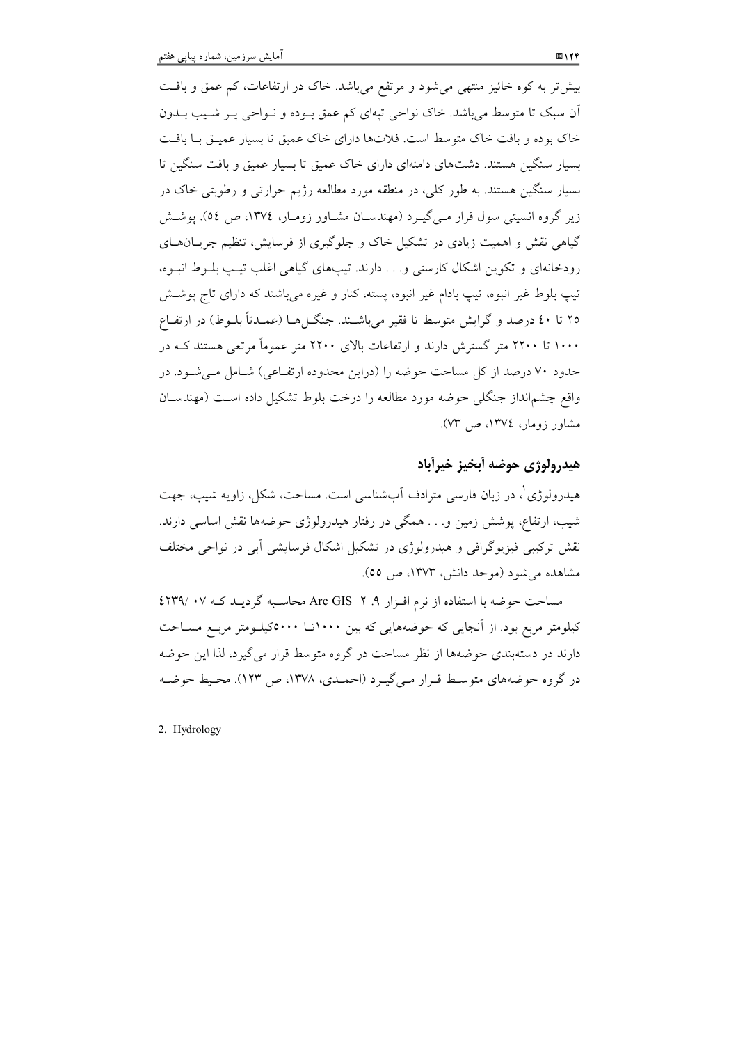بیش‌تر به کوه خائیز منتهی می‌شود و مرتفع می‌باشد. خاک در ارتفاعات، کم عمق و بافت آن سبک تا متوسط می‌باشد. خاک نواحی تپه‌ای کم عمق بوده و نواحی پر شیب بدون خاک بوده و بافت خاک متوسط است. فلات‌ها دارای خاک عمیق تا بسیار عمیق با بافت بسیار سنگین هستند. دشت‌های دامنه‌ای دارای خاک عمیق تا بسیار عمیق و بافت سنگین تا بسیار سنگین هستند. به طور کلی، در منطقه مورد مطالعه رژیم حرارتی و رطوبتی خاک در زیر گروه انسیتی سول قرار می‌گیرد (مهندسان مشاور زومار، ۱۳۷٤، ص ٥٤). پوشش گیاهی نقش و اهمیت زیادی در تشکیل خاک و جلوگیری از فرسایش، تنظیم جریان‌های رودخانه‌ای و تکوین اشکال کارستی و... دارند. تیپ‌های گیاهی اغلب تیپ بلوط انبوه، تیپ بلوط غیر انبوه، تیپ بادام غیر انبوه، پسته، کنار و غیره می‌باشند که دارای تاج پوشش ۲٥ تا ٤٠ درصد و گرایش متوسط تا فقیر می‌باشند. جنگل‌ها (عمدتاً بلوط) در ارتفاع ۱۰۰۰ تا ۲۲۰۰ متر گسترش دارند و ارتفاعات بالای ۲۲۰۰ متر عموماً مرتعی هستند که در حدود ۷۰ درصد از کل مساحت حوضه را (دراین محدوده ارتفاعی) شامل می‌شود. در واقع چشم‌انداز جنگلی حوضه مورد مطالعه را درخت بلوط تشکیل داده است (مهندسان مشاور زومار، ۱۳۷٤، ص ۷۳).

## هیدرولوژی حوضه آبخیز خیرآباد

هیدرولوژی[۱]، در زبان فارسی مترادف آب‌شناسی است. مساحت، شکل، زاویه شیب، جهت شیب، ارتفاع، پوشش زمین و... همگی در رفتار هیدرولوژی حوضه‌ها نقش اساسی دارند. نقش ترکیبی فیزیوگرافی و هیدرولوژی در تشکیل اشکال فرسایشی آبی در نواحی مختلف مشاهده می‌شود (موحد دانش، ۱۳۷۳، ص ٥٥).

مساحت حوضه با استفاده از نرم افزار Arc GIS 9.2 محاسبه گردید که ٤۲۳۹/ ۰۷ کیلومتر مربع بود. از آنجایی که حوضه‌هایی که بین ۱۰۰۰تا ٥۰۰۰کیلومتر مربع مساحت دارند در دسته‌بندی حوضه‌ها از نظر مساحت در گروه متوسط قرار می‌گیرد، لذا این حوضه در گروه حوضه‌های متوسط قرار می‌گیرد (احمدی، ۱۳۷۸، ص ۱۲۳). محیط حوضه

---

2. Hydrology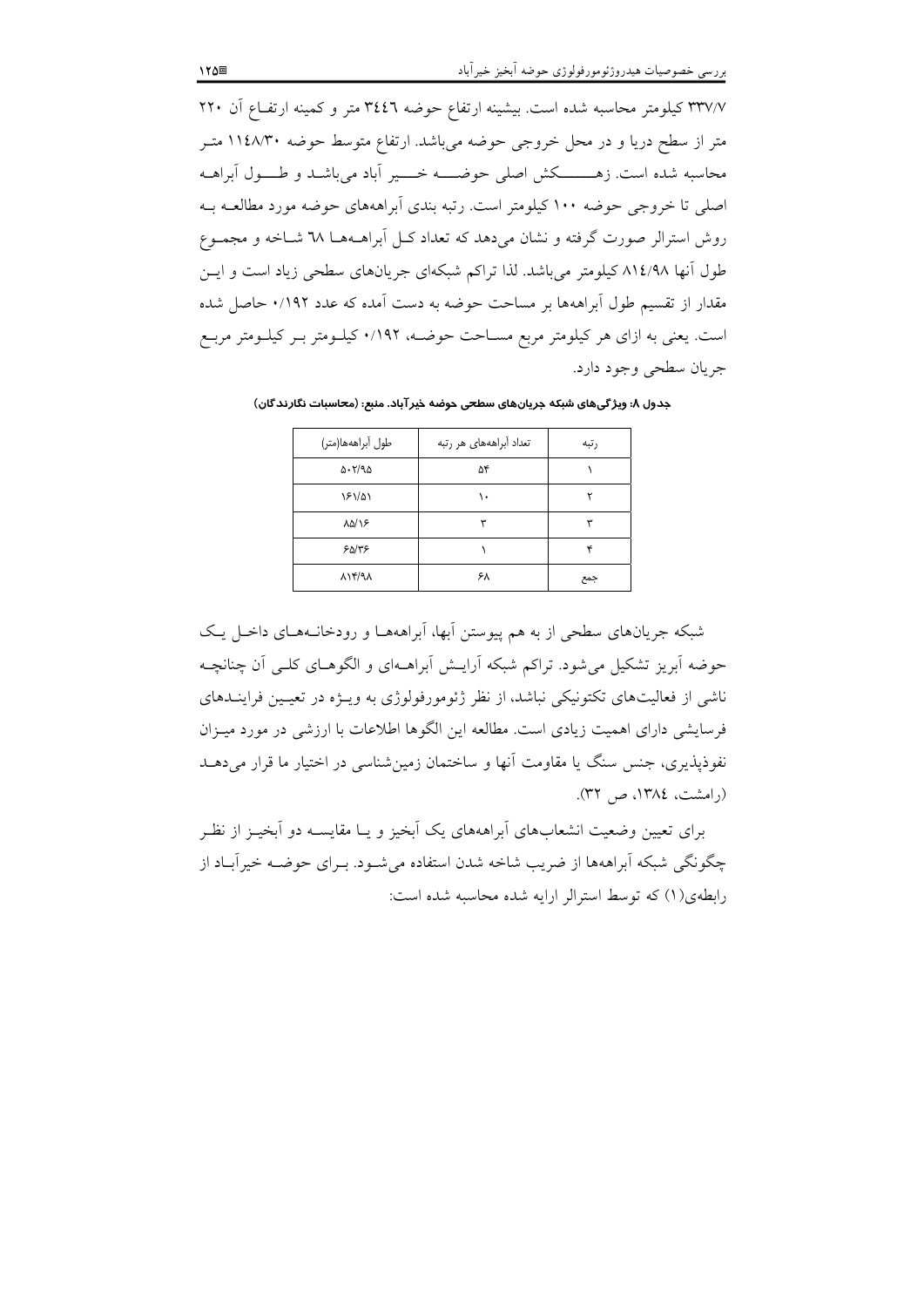۳۳۷/۷ کیلومتر محاسبه شده است. بیشینه ارتفاع حوضه ۳٤٤٦ متر و کمینه ارتفـاع آن ۲۲۰ متر از سطح دریا و در محل خروجی حوضه می‌باشد. ارتفاع متوسط حوضه ۱۱٤۸/۳۰ متـر محاسبه شده است. زهـــــکش اصلی حوضـــه خـــیر آباد می‌باشـد و طـــول آبراهـه اصلی تا خروجی حوضه ۱۰۰ کیلومتر است. رتبه بندی آبراهه‌های حوضه مورد مطالعـه بـه روش استرالر صورت گرفته و نشان می‌دهد که تعداد کـل آبراهــه‌هـا ٦٨ شـاخه و مجمـوع طول آنها ۸۱٤/۹۸ کیلومتر می‌باشد. لذا تراکم شبکه‌ای جریان‌های سطحی زیاد است و ایـن مقدار از تقسیم طول آبراهه‌ها بر مساحت حوضه به دست آمده که عدد ۰/۱۹۲ حاصل شده است. یعنی به ازای هر کیلومتر مربع مسـاحت حوضـه، ۰/۱۹۲ کیلـومتر بـر کیلـومتر مربـع جریان سطحی وجود دارد.

**جدول ۸: ویژگی‌های شبکه جریان‌های سطحی حوضه خیرآباد. منبع: (محاسبات نگارندگان)**

| رتبه | تعداد آبراهه‌های هر رتبه | طول آبراهه‌ها(متر) |
|---|---|---|
| ۱ | ۵۴ | ۵۰۲/۹۵ |
| ۲ | ۱۰ | ۱۶۱/۵۱ |
| ۳ | ۳ | ۸۵/۱۶ |
| ۴ | ۱ | ۶۵/۳۶ |
| جمع | ۶۸ | ۸۱۴/۹۸ |

شبکه جریان‌های سطحی از به هم پیوستن آبها، آبراهه‌هـا و رودخانـه‌هـای داخـل یـک حوضه آبریز تشکیل می‌شود. تراکم شبکه آرایـش آبراهـه‌ای و الگوهـای کلـی آن چنانچـه ناشی از فعالیت‌های تکتونیکی نباشد، از نظر ژئومورفولوژی به ویـژه در تعیـین فراینـدهای فرسایشی دارای اهمیت زیادی است. مطالعه این الگوها اطلاعات با ارزشی در مورد میـزان نفوذپذیری، جنس سنگ یا مقاومت آنها و ساختمان زمین‌شناسی در اختیار ما قرار می‌دهـد (رامشت، ۱۳۸٤، ص ۳۲).

برای تعیین وضعیت انشعاب‌های آبراهه‌های یک آبخیز و یـا مقایســه دو آبخیـز از نظـر چگونگی شبکه آبراهه‌ها از ضریب شاخه شدن استفاده می‌شـود. بـرای حوضـه خیرآبـاد از رابطه‌ی(۱) که توسط استرالر ارایه شده محاسبه شده است: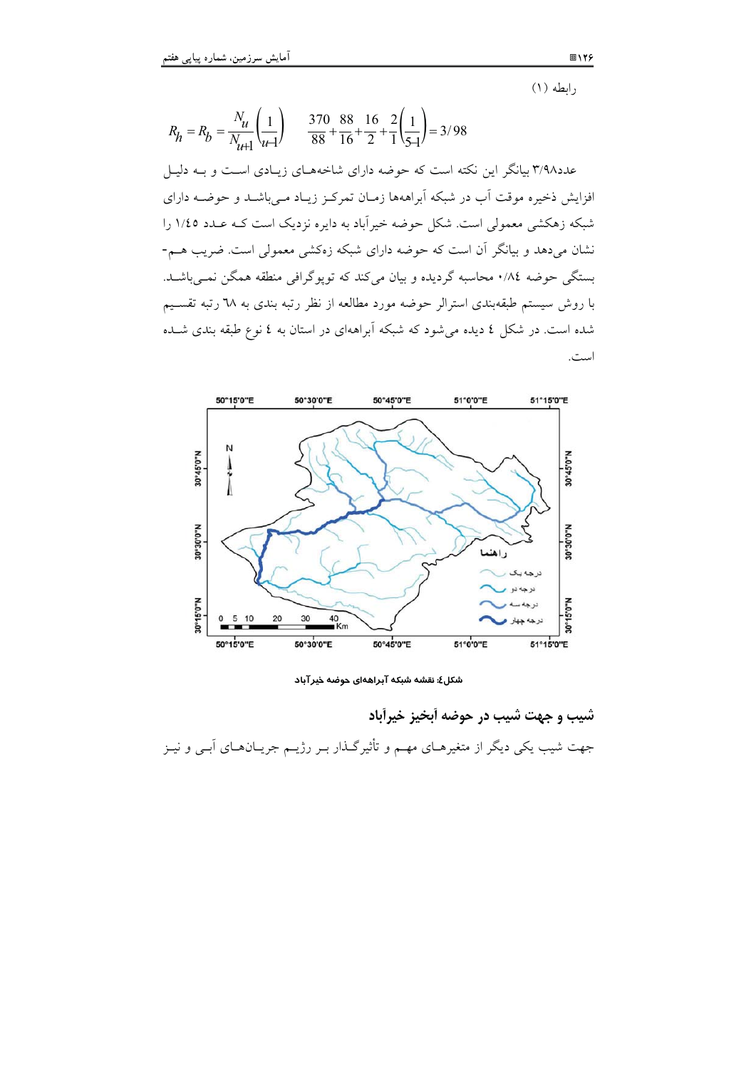رابطه (۱)

$$R_h = R_b = \frac{N_u}{N_{u+1}}\left(\frac{1}{u-1}\right) \qquad \frac{370}{88}+\frac{88}{16}+\frac{16}{2}+\frac{2}{1}\left(\frac{1}{5-1}\right)=3/98$$

عدد۳/۹۸ بیانگر این نکته است که حوضه دارای شاخه‌های زیادی است و به دلیل افزایش ذخیره موقت آب در شبکه آبراهه‌ها زمان تمرکز زیاد می‌باشد و حوضه دارای شبکه زهکشی معمولی است. شکل حوضه خیرآباد به دایره نزدیک است که عدد ۱/٤٥ را نشان می‌دهد و بیانگر آن است که حوضه دارای شبکه زهکشی معمولی است. ضریب هم‌بستگی حوضه ۰/۸٤ محاسبه گردیده و بیان می‌کند که توپوگرافی منطقه همگن نمی‌باشد. با روش سیستم طبقه‌بندی استرالر حوضه مورد مطالعه از نظر رتبه بندی به ٦۸ رتبه تقسیم شده است. در شکل ٤ دیده می‌شود که شبکه آبراهه‌ای در استان به ٤ نوع طبقه بندی شده است.

شکل٤: نقشه شبکه آبراهه‌ای حوضه خیرآباد

## شیب و جهت شیب در حوضه آبخیز خیرآباد

جهت شیب یکی دیگر از متغیرهای مهم و تأثیرگذار بر رژیم جریان‌های آبی و نیز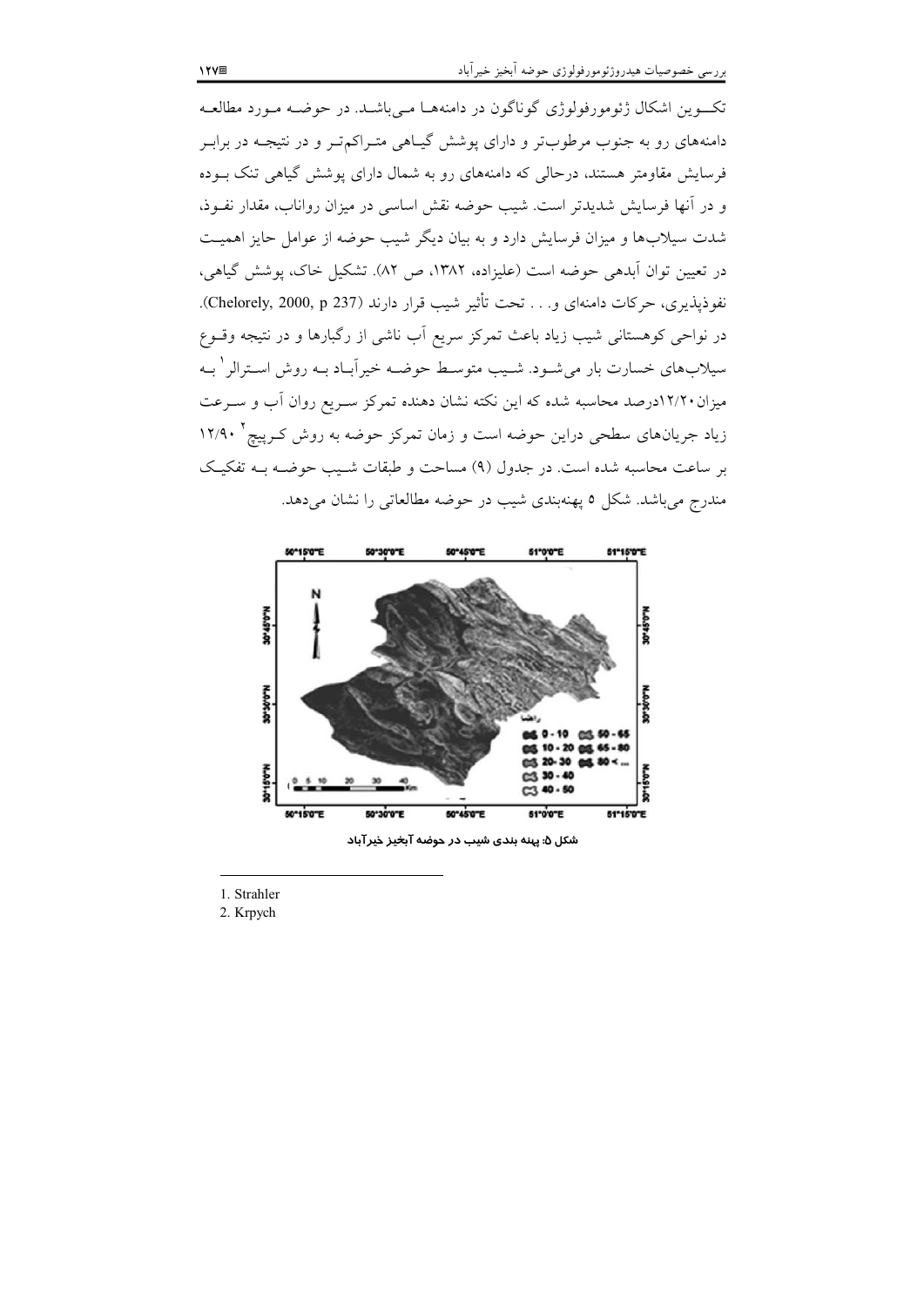تکـــوین اشکال ژئومورفولوژی گوناگون در دامنه‌هـا مـی‌باشـد. در حوضـه مـورد مطالعـه دامنه‌های رو به جنوب مرطوب‌تر و دارای پوشش گیـاهی متـراکم‌تـر و در نتیجـه در برابـر فرسایش مقاومتر هستند، درحالی که دامنه‌های رو به شمال دارای پوشش گیاهی تنک بـوده و در آنها فرسایش شدیدتر است. شیب حوضه نقش اساسی در میزان رواناب، مقدار نفـوذ، شدت سیلاب‌ها و میزان فرسایش دارد و به بیان دیگر شیب حوضه از عوامل حایز اهمیـت در تعیین توان آبدهی حوضه است (علیزاده، ۱۳۸۲، ص ۸۲). تشکیل خاک، پوشش گیاهی، نفوذپذیری، حرکات دامنه‌ای و. . . تحت تأثیر شیب قرار دارند (Chelorely, 2000, p 237). در نواحی کوهستانی شیب زیاد باعث تمرکز سریع آب ناشی از رگبارها و در نتیجه وقـوع سیلاب‌های خسارت بار می‌شـود. شـیب متوسـط حوضـه خیرآبـاد بـه روش اسـترالر[1] بـه میزان ۱۲/۲۰درصد محاسبه شده که این نکته نشان دهنده تمرکز سـریع روان آب و سـرعت زیاد جریان‌های سطحی دراین حوضه است و زمان تمرکز حوضه به روش کـرپیچ[2] ۱۲/۹۰ بر ساعت محاسبه شده است. در جدول (۹) مساحت و طبقات شـیب حوضـه بـه تفکیـک مندرج می‌باشد. شکل ۵ پهنه‌بندی شیب در حوضه مطالعاتی را نشان می‌دهد.

شکل ۵: پهنه بندی شیب در حوضه آبخیز خیرآباد

---

1. Strahler
2. Krpych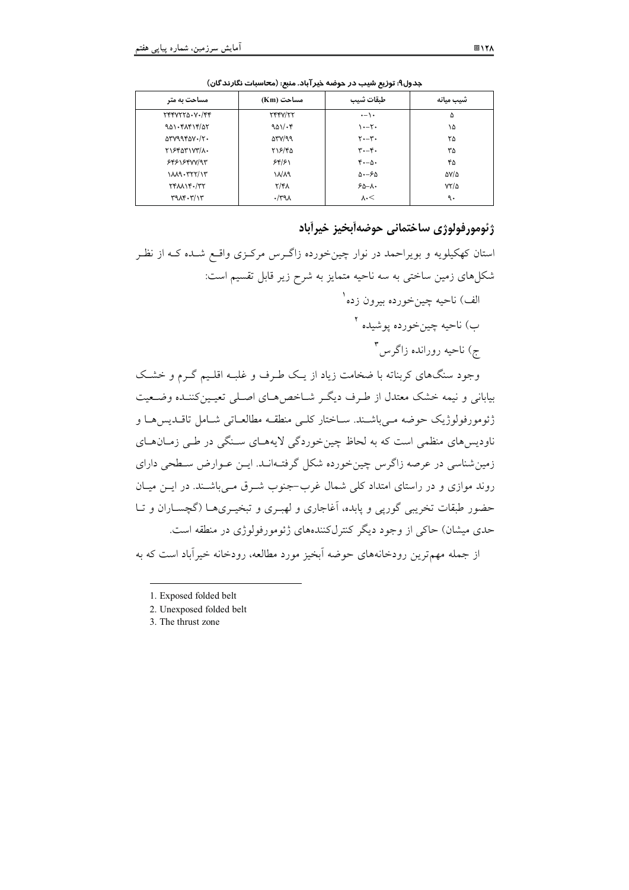جدول۹: توزیع شیب در حوضه خیرآباد. منبع: (محاسبات نگارندگان)

| مساحت به متر | مساحت (Km) | طبقات شیب | شیب میانه |
|---|---|---|---|
| ۲۴۴۷۲۲۵۰۷۰/۴۴ | ۲۴۴۷/۲۲ | ۰–۱۰ | ۵ |
| ۹۵۱۰۴۸۴۱۴/۵۲ | ۹۵۱/۰۴ | ۱۰–۲۰ | ۱۵ |
| ۵۳۷۹۹۴۵۷۰/۲۰ | ۵۳۷/۹۹ | ۲۰–۳۰ | ۲۵ |
| ۲۱۶۴۵۳۱۷۳/۸۰ | ۲۱۶/۴۵ | ۳۰–۴۰ | ۳۵ |
| ۶۴۶۱۶۴۷۷/۹۳ | ۶۴/۶۱ | ۴۰–۵۰ | ۴۵ |
| ۱۸۸۹۰۳۲۲/۱۳ | ۱۸/۸۹ | ۵۰–۶۵ | ۵۷/۵ |
| ۲۴۸۸۱۴۰/۳۲ | ۲/۴۸ | ۶۵–۸۰ | ۷۲/۵ |
| ۳۹۸۴۰۳/۱۳ | ۰/۳۹۸ | ۸۰< | ۹۰ |

## ژئومورفولوژی ساختمانی حوضه‌آبخیز خیرآباد

استان کهکیلویه و بویراحمد در نوار چین‌خورده زاگرس مرکزی واقع شده که از نظر شکل‌های زمین ساختی به سه ناحیه متمایز به شرح زیر قابل تقسیم است:

الف) ناحیه چین‌خورده بیرون زده[1]

ب) ناحیه چین‌خورده پوشیده[2]

ج) ناحیه رورانده زاگرس[3]

وجود سنگ‌های کربناته با ضخامت زیاد از یک طرف و غلبه اقلیم گرم و خشک بیابانی و نیمه خشک معتدل از طرف دیگر شاخص‌های اصلی تعیین‌کننده وضعیت ژئومورفولوژیک حوضه می‌باشند. ساختار کلی منطقه مطالعاتی شامل تاقدیس‌ها و ناودیس‌های منظمی است که به لحاظ چین‌خوردگی لایه‌های سنگی در طی زمان‌های زمین‌شناسی در عرصه زاگرس چین‌خورده شکل گرفته‌اند. این عوارض سطحی دارای روند موازی و در راستای امتداد کلی شمال غرب–جنوب شرق می‌باشند. در این میان حضور طبقات تخریبی گورپی و پابده، آغاجاری و لهبری و تبخیری‌ها (گچساران و تا حدی میشان) حاکی از وجود دیگر کنترل‌کننده‌های ژئومورفولوژی در منطقه است.

از جمله مهم‌ترین رودخانه‌های حوضه آبخیز مورد مطالعه، رودخانه خیرآباد است که به

---

1. Exposed folded belt
2. Unexposed folded belt
3. The thrust zone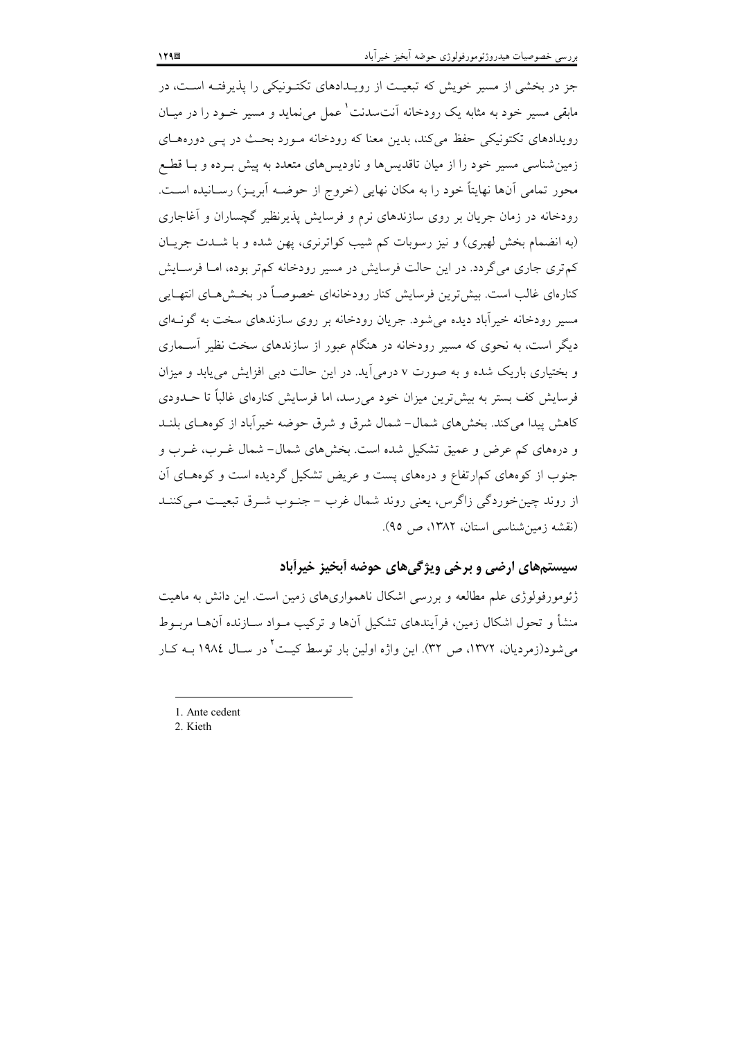جز در بخشی از مسیر خویش که تبعیت از رویدادهای تکتونیکی را پذیرفته است، در مابقی مسیر خود به مثابه یک رودخانه آنت‌سدنت[1] عمل می‌نماید و مسیر خود را در میان رویدادهای تکتونیکی حفظ می‌کند، بدین معنا که رودخانه مورد بحث در پی دوره‌های زمین‌شناسی مسیر خود را از میان تاقدیس‌ها و ناودیس‌های متعدد به پیش برده و با قطع محور تمامی آن‌ها نهایتاً خود را به مکان نهایی (خروج از حوضه آبریز) رسانیده است. رودخانه در زمان جریان بر روی سازندهای نرم و فرسایش پذیرنظیر گچساران و آغاجاری (به انضمام بخش لهبری) و نیز رسوبات کم شیب کواترنری، پهن شده و با شدت جریان کم‌تری جاری می‌گردد. در این حالت فرسایش در مسیر رودخانه کم‌تر بوده، اما فرسایش کناره‌ای غالب است. بیش‌ترین فرسایش کنار رودخانه‌ای خصوصاً در بخش‌های انتهایی مسیر رودخانه خیرآباد دیده می‌شود. جریان رودخانه بر روی سازندهای سخت به گونه‌ای دیگر است، به نحوی که مسیر رودخانه در هنگام عبور از سازندهای سخت نظیر آسماری و بختیاری باریک شده و به صورت v درمی‌آید. در این حالت دبی افزایش می‌یابد و میزان فرسایش کف بستر به بیش‌ترین میزان خود می‌رسد، اما فرسایش کناره‌ای غالباً تا حدودی کاهش پیدا می‌کند. بخش‌های شمال- شمال شرق و شرق حوضه خیرآباد از کوه‌های بلند و دره‌های کم عرض و عمیق تشکیل شده است. بخش‌های شمال- شمال غرب، غرب و جنوب از کوه‌های کم‌ارتفاع و دره‌های پست و عریض تشکیل گردیده است و کوه‌های آن از روند چین‌خوردگی زاگرس، یعنی روند شمال غرب - جنوب شرق تبعیت می‌کنند (نقشه زمین‌شناسی استان، ۱۳۸۲، ص ۹۵).

## سیستم‌های ارضی و برخی ویژگی‌های حوضه آبخیز خیرآباد

ژئومورفولوژی علم مطالعه و بررسی اشکال ناهمواری‌های زمین است. این دانش به ماهیت منشأ و تحول اشکال زمین، فرآیندهای تشکیل آن‌ها و ترکیب مواد سازنده آن‌ها مربوط می‌شود(زمردیان، ۱۳۷۲، ص ۳۲). این واژه اولین بار توسط کیت[2] در سال ۱۹۸٤ به کار

---

1. Ante cedent
2. Kieth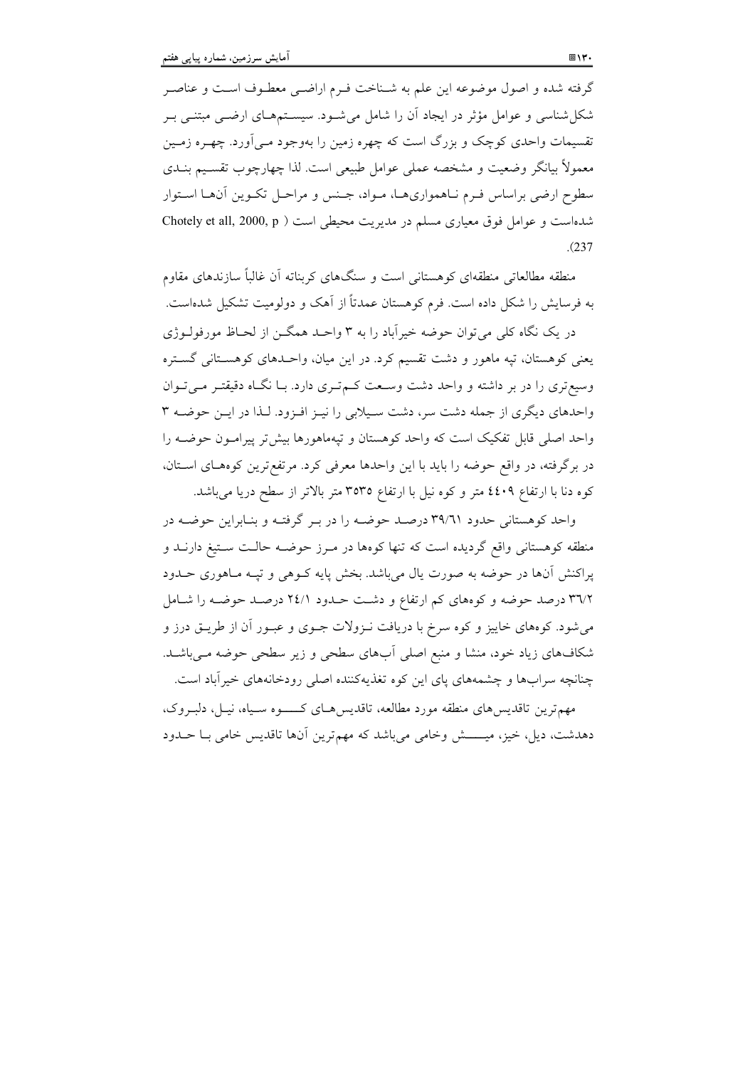گرفته شده و اصول موضوعه این علم به شناخت فرم اراضی معطوف است و عناصر شکل‌شناسی و عوامل مؤثر در ایجاد آن را شامل می‌شود. سیستم‌های ارضی مبتنی بر تقسیمات واحدی کوچک و بزرگ است که چهره زمین را به‌وجود می‌آورد. چهره زمین معمولاً بیانگر وضعیت و مشخصه عملی عوامل طبیعی است. لذا چهارچوب تقسیم بندی سطوح ارضی براساس فرم ناهمواری‌ها، مواد، جنس و مراحل تکوین آن‌ها استوار شده‌است و عوامل فوق معیاری مسلم در مدیریت محیطی است (Chotely et all, 2000, p 237).

منطقه مطالعاتی منطقه‌ای کوهستانی است و سنگ‌های کربناته آن غالباً سازندهای مقاوم به فرسایش را شکل داده است. فرم کوهستان عمدتاً از آهک و دولومیت تشکیل شده‌است.

در یک نگاه کلی می‌توان حوضه خیرآباد را به ۳ واحد همگن از لحاظ مورفولوژی یعنی کوهستان، تپه ماهور و دشت تقسیم کرد. در این میان، واحدهای کوهستانی گستره وسیع‌تری را در بر داشته و واحد دشت وسعت کم‌تری دارد. با نگاه دقیق‌تر می‌توان واحدهای دیگری از جمله دشت سر، دشت سیلابی را نیز افزود. لذا در این حوضه ۳ واحد اصلی قابل تفکیک است که واحد کوهستان و تپه‌ماهورها بیش‌تر پیرامون حوضه را در برگرفته، در واقع حوضه را باید با این واحدها معرفی کرد. مرتفع‌ترین کوه‌های استان، کوه دنا با ارتفاع ۴۴۰۹ متر و کوه نیل با ارتفاع ۳۵۳۵ متر بالاتر از سطح دریا می‌باشد.

واحد کوهستانی حدود ۳۹/۶۱ درصد حوضه را در بر گرفته و بنابراین حوضه در منطقه کوهستانی واقع گردیده است که تنها کوه‌ها در مرز حوضه حالت ستیغ دارند و پراکنش آن‌ها در حوضه به صورت یال می‌باشد. بخش پایه کوهی و تپه ماهوری حدود ۳۶/۲ درصد حوضه و کوه‌های کم ارتفاع و دشت حدود ۲۴/۱ درصد حوضه را شامل می‌شود. کوه‌های خاییز و کوه سرخ با دریافت نزولات جوی و عبور آن از طریق درز و شکاف‌های زیاد خود، منشا و منبع اصلی آب‌های سطحی و زیر سطحی حوضه می‌باشد. چنانچه سراب‌ها و چشمه‌های پای این کوه تغذیه‌کننده اصلی رودخانه‌های خیرآباد است.

مهم‌ترین تاقدیس‌های منطقه مورد مطالعه، تاقدیس‌های کوه سیاه، نیل، دلبروک، دهدشت، دیل، خیز، میش وخامی می‌باشد که مهم‌ترین آن‌ها تاقدیس خامی با حدود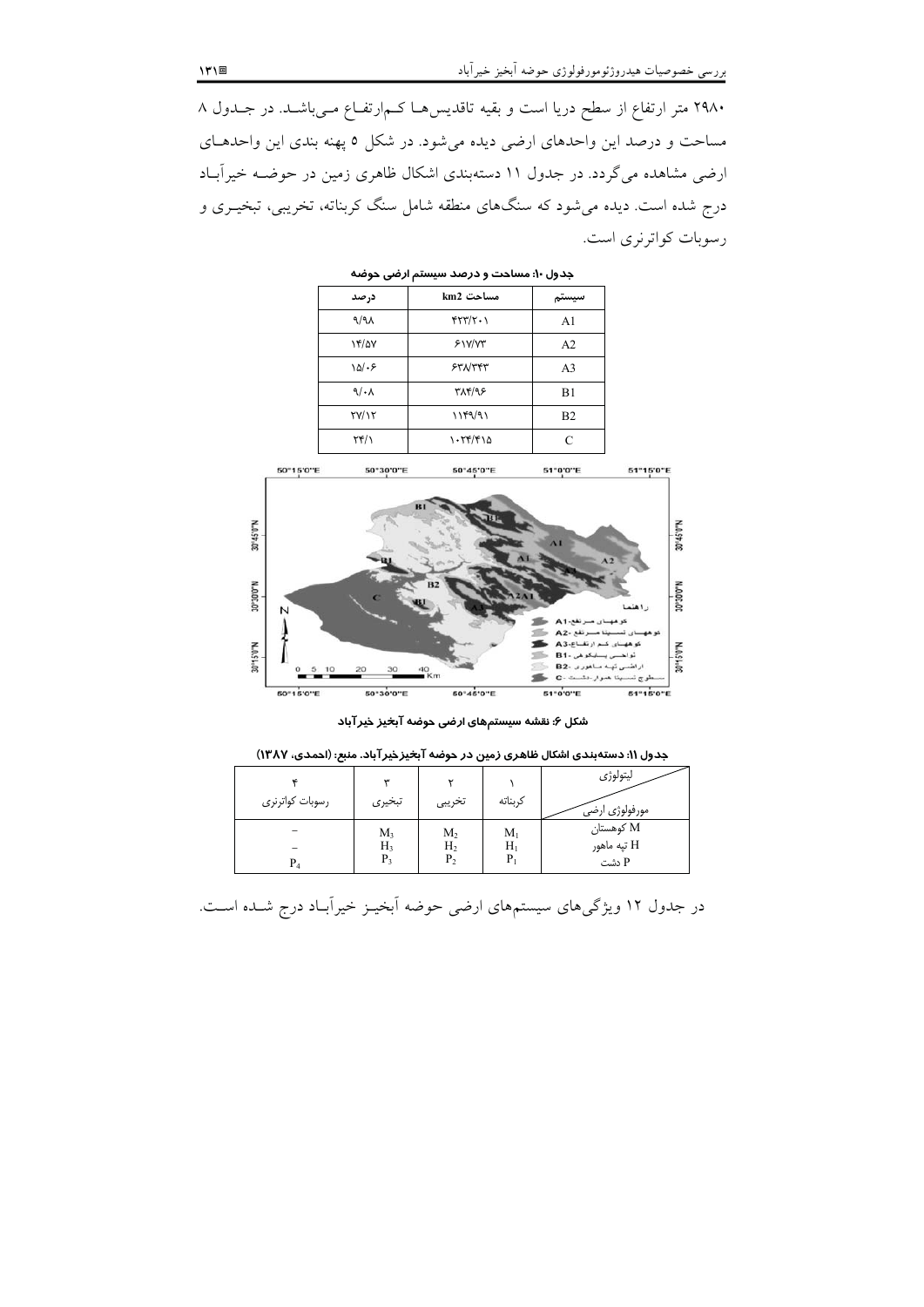۲۹۸۰ متر ارتفاع از سطح دریا است و بقیه تاقدیس‌ها کم‌ارتفاع می‌باشد. در جدول ۸ مساحت و درصد این واحدهای ارضی دیده می‌شود. در شکل ۵ پهنه بندی این واحدهای ارضی مشاهده می‌گردد. در جدول ۱۱ دسته‌بندی اشکال ظاهری زمین در حوضه خیرآباد درج شده است. دیده می‌شود که سنگ‌های منطقه شامل سنگ کربناته، تخریبی، تبخیری و رسوبات کواترنری است.

**جدول ۱۰: مساحت و درصد سیستم ارضی حوضه**

| سیستم | مساحت km2 | درصد |
|---|---|---|
| A1 | ۴۲۳/۲۰۱ | ۹/۹۸ |
| A2 | ۶۱۷/۷۳ | ۱۴/۵۷ |
| A3 | ۶۳۸/۳۴۳ | ۱۵/۰۶ |
| B1 | ۳۸۴/۹۶ | ۹/۰۸ |
| B2 | ۱۱۴۹/۹۱ | ۲۷/۱۲ |
| C | ۱۰۲۴/۴۱۵ | ۲۴/۱ |

**شکل ۶: نقشه سیستم‌های ارضی حوضه آبخیز خیرآباد**

**جدول ۱۱: دسته‌بندی اشکال ظاهری زمین در حوضه آبخیزخیرآباد. منبع: (احمدی، ۱۳۸۷)**

| لیتولوژی / مورفولوژی ارضی | ۱ کربناته | ۲ تخریبی | ۳ تبخیری | ۴ رسوبات کواترنری |
|---|---|---|---|---|
| M کوهستان | $M_1$ | $M_2$ | $M_3$ | – |
| H تپه ماهور | $H_1$ | $H_2$ | $H_3$ | – |
| P دشت | $P_1$ | $P_2$ | $P_3$ | $P_4$ |

در جدول ۱۲ ویژگی‌های سیستم‌های ارضی حوضه آبخیز خیرآباد درج شده است.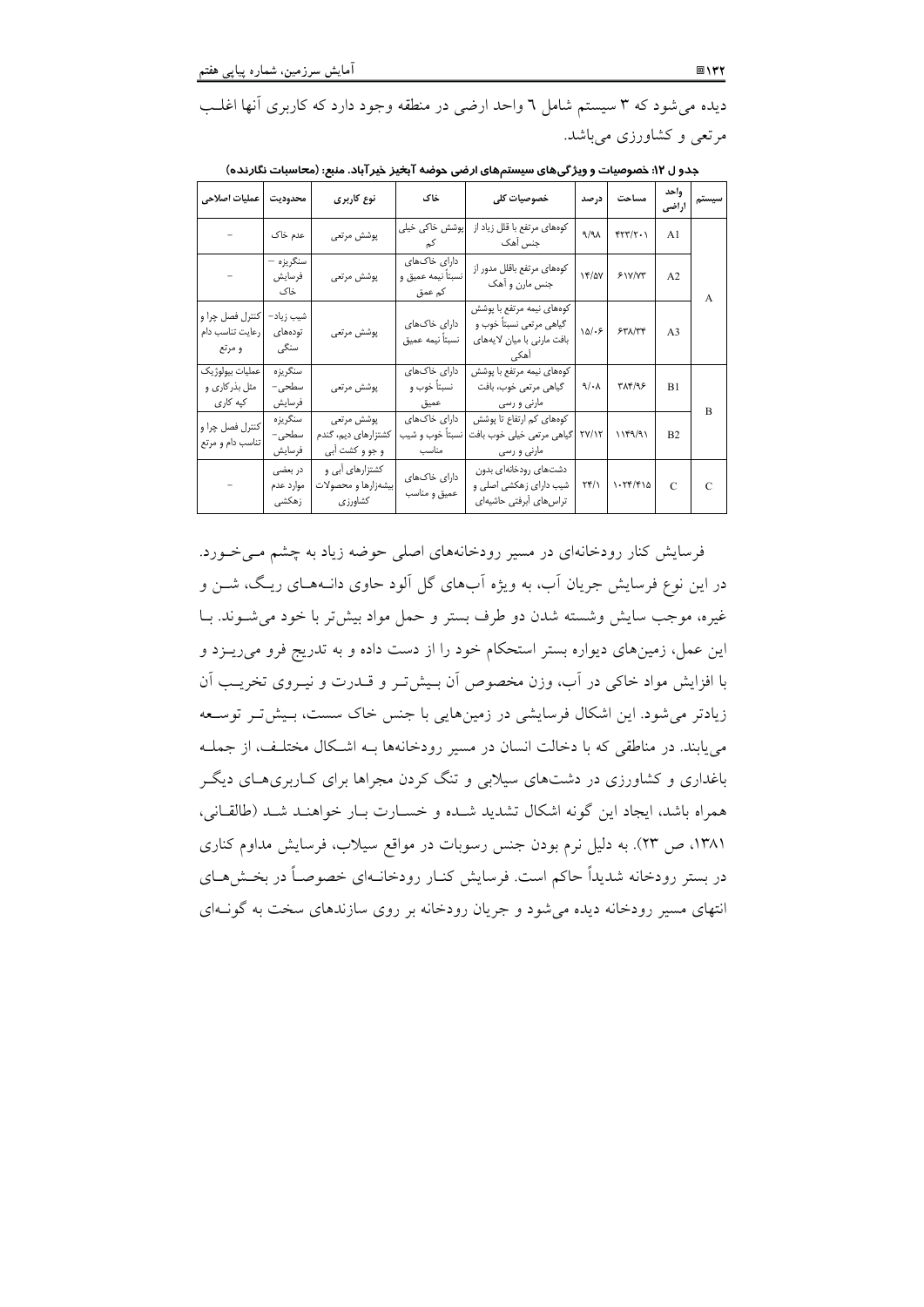دیده می‌شود که ۳ سیستم شامل ٦ واحد ارضی در منطقه وجود دارد که کاربری آنها اغلب مرتعی و کشاورزی می‌باشد.

**جدول ١٢: خصوصیات و ویژگی‌های سیستم‌های ارضی حوضه آبخیز خیرآباد. منبع: (محاسبات نگارنده)**

| سیستم | واحد اراضی | مساحت | درصد | خصوصیات کلی | خاک | نوع کاربری | محدودیت | عملیات اصلاحی |
|---|---|---|---|---|---|---|---|---|
| A | A1 | ۴۲۳/۲۰۱ | ۹/۹۸ | کوه‌های مرتفع با قلل زیاد از جنس آهک | پوشش خاکی خیلی کم | پوشش مرتعی | عدم خاک | – |
| | A2 | ۶۱۷/۷۳ | ۱۴/۵۷ | کوه‌های مرتفع باقلل مدور از جنس مارن و آهک | دارای خاک‌های نسبتاً نیمه عمیق و کم عمق | پوشش مرتعی | سنگریزه – فرسایش خاک | – |
| | A3 | ۶۳۸/۳۴ | ۱۵/۰۶ | کوه‌های نیمه مرتفع با پوشش گیاهی مرتعی نسبتاً خوب و بافت مارنی با میان لایه‌های آهکی | دارای خاک‌های نسبتاً نیمه عمیق | پوشش مرتعی | شیب زیاد– توده‌های سنگی | کنترل فصل چرا و رعایت تناسب دام و مرتع |
| B | B1 | ۳۸۴/۹۶ | ۹/۰۸ | کوه‌های نیمه مرتفع با پوشش گیاهی مرتعی خوب، بافت مارنی و رسی | دارای خاک‌های نسبتاً خوب و عمیق | پوشش مرتعی | سنگریزه سطحی– فرسایش | عملیات بیولوژیک مثل بذرکاری و کپه کاری |
| | B2 | ۱۱۴۹/۹۱ | ۲۷/۱۲ | کوه‌های کم ارتفاع تا پوشش گیاهی مرتعی خیلی خوب بافت مارنی و رسی | دارای خاک‌های نسبتاً خوب و شیب مناسب | پوشش مرتعی کشتزارهای دیم، گندم و جو و کشت آبی | سنگریزه سطحی– فرسایش | کنترل فصل چرا و تناسب دام و مرتع |
| C | C | ۱۰۲۴/۴۱۵ | ۲۴/۱ | دشت‌های رودخانه‌ای بدون شیب دارای زهکشی اصلی و تراس‌های آبرفتی حاشیه‌ای | دارای خاک‌های عمیق و مناسب | کشتزارهای آبی و بیشه‌زارها و محصولات کشاورزی | در بعضی موارد عدم زهکشی | – |

فرسایش کنار رودخانه‌ای در مسیر رودخانه‌های اصلی حوضه زیاد به چشم می‌خورد. در این نوع فرسایش جریان آب، به ویژه آب‌های گل آلود حاوی دانه‌های ریگ، شن و غیره، موجب سایش وشسته شدن دو طرف بستر و حمل مواد بیش‌تر با خود می‌شوند. با این عمل، زمین‌های دیواره بستر استحکام خود را از دست داده و به تدریج فرو می‌ریزد و با افزایش مواد خاکی در آب، وزن مخصوص آن بیش‌تر و قدرت و نیروی تخریب آن زیادتر می‌شود. این اشکال فرسایشی در زمین‌هایی با جنس خاک سست، بیش‌تر توسعه می‌یابند. در مناطقی که با دخالت انسان در مسیر رودخانه‌ها به اشکال مختلف، از جمله باغداری و کشاورزی در دشت‌های سیلابی و تنگ کردن مجراها برای کاربری‌های دیگر همراه باشد، ایجاد این گونه اشکال تشدید شده و خسارت بار خواهند شد (طالقانی، ۱۳۸۱، ص ۲۳). به دلیل نرم بودن جنس رسوبات در مواقع سیلاب، فرسایش مداوم کناری در بستر رودخانه شدیداً حاکم است. فرسایش کنار رودخانه‌ای خصوصاً در بخش‌های انتهای مسیر رودخانه دیده می‌شود و جریان رودخانه بر روی سازندهای سخت به گونه‌ای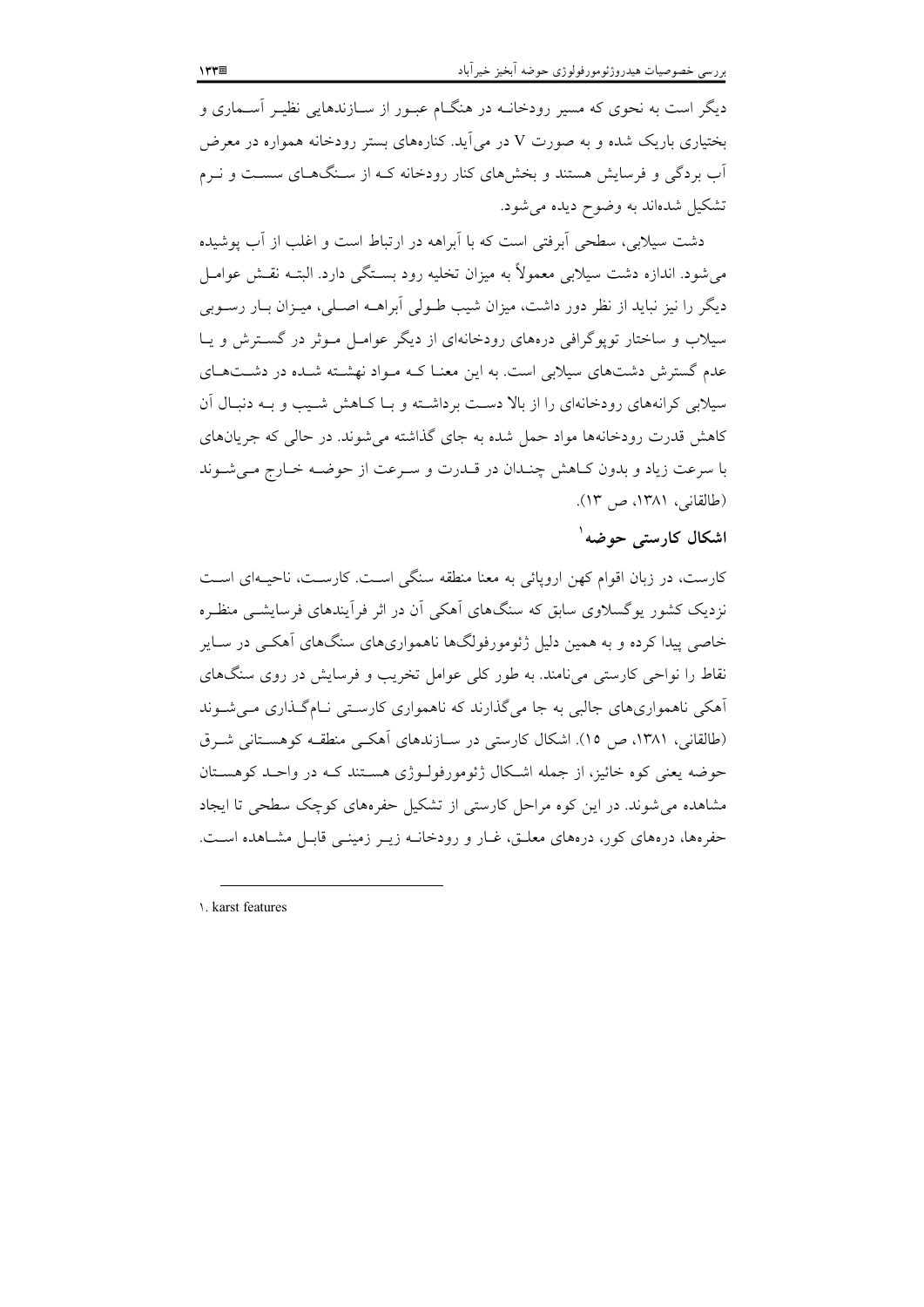دیگر است به نحوی که مسیر رودخانـه در هنگـام عبـور از سـازندهایی نظیـر آسـماری و بختیاری باریک شده و به صورت V در می‌آید. کناره‌های بستر رودخانه همواره در معرض آب بردگی و فرسایش هستند و بخش‌های کنار رودخانه کـه از سـنگ‌هـای سسـت و نـرم تشکیل شده‌اند به وضوح دیده می‌شود.

دشت سیلابی، سطحی آبرفتی است که با آبراهه در ارتباط است و اغلب از آب پوشیده می‌شود. اندازه دشت سیلابی معمولاً به میزان تخلیه رود بسـتگی دارد. البتـه نقـش عوامـل دیگر را نیز نباید از نظر دور داشت، میزان شیب طـولی آبراهـه اصـلی، میـزان بـار رسـوبی سیلاب و ساختار توپوگرافی دره‌های رودخانه‌ای از دیگر عوامـل مـوثر در گسـترش و یـا عدم گسترش دشت‌های سیلابی است. به این معنـا کـه مـواد نهشـته شـده در دشـت‌هـای سیلابی کرانه‌های رودخانه‌ای را از بالا دسـت برداشـته و بـا کـاهش شـیب و بـه دنبـال آن کاهش قدرت رودخانه‌ها مواد حمل شده به جای گذاشته می‌شوند. در حالی که جریان‌های با سرعت زیاد و بدون کـاهش چنـدان در قـدرت و سـرعت از حوضـه خـارج مـی‌شـوند (طالقانی، ۱۳۸۱، ص ۱۳).

## اشکال کارستی حوضه[1]

کارست، در زبان اقوام کهن اروپائی به معنا منطقه سنگی اسـت. کارسـت، ناحیـه‌ای اسـت نزدیک کشور یوگسلاوی سابق که سنگ‌های آهکی آن در اثر فرآیندهای فرسایشـی منظـره خاصی پیدا کرده و به همین دلیل ژئومورفولگ‌ها ناهمواری‌های سنگ‌های آهکـی در سـایر نقاط را نواحی کارستی می‌نامند. به طور کلی عوامل تخریب و فرسایش در روی سنگ‌های آهکی ناهمواری‌های جالبی به جا می‌گذارند که ناهمواری کارسـتی نـام‌گـذاری مـی‌شـوند (طالقانی، ۱۳۸۱، ص ۱۵). اشکال کارستی در سـازندهای آهکـی منطقـه کوهسـتانی شـرق حوضه یعنی کوه خائیز، از جمله اشـکال ژئومورفولـوژی هسـتند کـه در واحـد کوهسـتان مشاهده می‌شوند. در این کوه مراحل کارستی از تشکیل حفره‌های کوچک سطحی تا ایجاد حفره‌ها، دره‌های کور، دره‌های معلـق، غـار و رودخانـه زیـر زمینـی قابـل مشـاهده اسـت.

---

[1]. karst features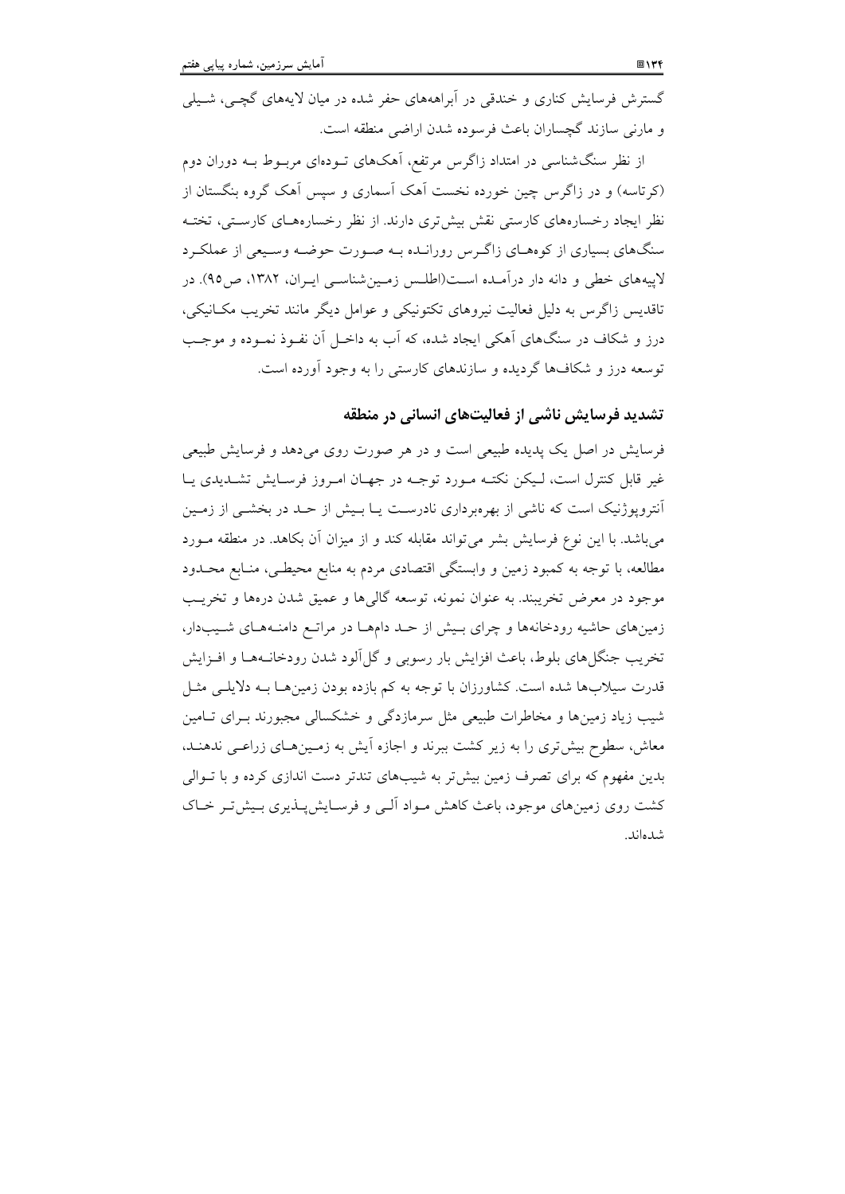گسترش فرسایش کناری و خندقی در آبراهه‌های حفر شده در میان لایه‌های گچی، شیلی و مارنی سازند گچساران باعث فرسوده شدن اراضی منطقه است.

از نظر سنگ‌شناسی در امتداد زاگرس مرتفع، آهک‌های توده‌ای مربوط به دوران دوم (کرتاسه) و در زاگرس چین خورده نخست آهک آسماری و سپس آهک گروه بنگستان از نظر ایجاد رخساره‌های کارستی نقش بیش‌تری دارند. از نظر رخساره‌های کارستی، تخته سنگ‌های بسیاری از کوه‌های زاگرس رورانده به صورت حوضه وسیعی از عملکرد لاپیه‌های خطی و دانه دار درآمده است(اطلس زمین‌شناسی ایران، ۱۳۸۲، ص۹۵). در تاقدیس زاگرس به دلیل فعالیت نیروهای تکتونیکی و عوامل دیگر مانند تخریب مکانیکی، درز و شکاف در سنگ‌های آهکی ایجاد شده، که آب به داخل آن نفوذ نموده و موجب توسعه درز و شکاف‌ها گردیده و سازندهای کارستی را به وجود آورده است.

### تشدید فرسایش ناشی از فعالیت‌های انسانی در منطقه

فرسایش در اصل یک پدیده طبیعی است و در هر صورت روی می‌دهد و فرسایش طبیعی غیر قابل کنترل است، لیکن نکته مورد توجه در جهان امروز فرسایش تشدیدی یا آنتروپوژنیک است که ناشی از بهره‌برداری نادرست یا بیش از حد در بخشی از زمین می‌باشد. با این نوع فرسایش بشر می‌تواند مقابله کند و از میزان آن بکاهد. در منطقه مورد مطالعه، با توجه به کمبود زمین و وابستگی اقتصادی مردم به منابع محیطی، منابع محدود موجود در معرض تخریبند. به عنوان نمونه، توسعه گالی‌ها و عمیق شدن دره‌ها و تخریب زمین‌های حاشیه رودخانه‌ها و چرای بیش از حد دام‌ها در مراتع دامنه‌های شیب‌دار، تخریب جنگل‌های بلوط، باعث افزایش بار رسوبی و گل‌آلود شدن رودخانه‌ها و افزایش قدرت سیلاب‌ها شده است. کشاورزان با توجه به کم بازده بودن زمین‌ها به دلایلی مثل شیب زیاد زمین‌ها و مخاطرات طبیعی مثل سرمازدگی و خشکسالی مجبورند برای تامین معاش، سطوح بیش‌تری را به زیر کشت ببرند و اجازه آیش به زمین‌های زراعی ندهند، بدین مفهوم که برای تصرف زمین بیش‌تر به شیب‌های تندتر دست اندازی کرده و با توالی کشت روی زمین‌های موجود، باعث کاهش مواد آلی و فرسایش‌پذیری بیش‌تر خاک شده‌اند.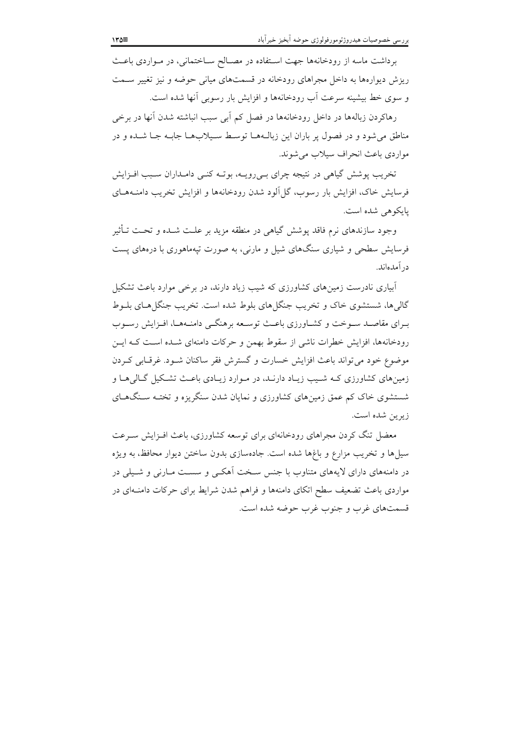برداشت ماسه از رودخانه‌ها جهت استفاده در مصالح ساختمانی، در مواردی باعث ریزش دیواره‌ها به داخل مجراهای رودخانه در قسمت‌های میانی حوضه و نیز تغییر سمت و سوی خط بیشینه سرعت آب رودخانه‌ها و افزایش بار رسوبی آنها شده است.

رهاکردن زباله‌ها در داخل رودخانه‌ها در فصل کم آبی سبب انباشته شدن آنها در برخی مناطق می‌شود و در فصول پر باران این زباله‌ها توسط سیلاب‌ها جابه جا شده و در مواردی باعث انحراف سیلاب می‌شوند.

تخریب پوشش گیاهی در نتیجه چرای بی‌رویه، بوته کنی دامداران سبب افزایش فرسایش خاک، افزایش بار رسوب، گل‌آلود شدن رودخانه‌ها و افزایش تخریب دامنه‌های پایکوهی شده است.

وجود سازندهای نرم فاقد پوشش گیاهی در منطقه مزید بر علت شده و تحت تأثیر فرسایش سطحی و شیاری سنگ‌های شیل و مارنی، به صورت تپه‌ماهوری با دره‌های پست درآمده‌اند.

آبیاری نادرست زمین‌های کشاورزی که شیب زیاد دارند، در برخی موارد باعث تشکیل گالی‌ها، شستشوی خاک و تخریب جنگل‌های بلوط شده است. تخریب جنگل‌های بلوط برای مقاصد سوخت و کشاورزی باعث توسعه برهنگی دامنه‌ها، افزایش رسوب رودخانه‌ها، افزایش خطرات ناشی از سقوط بهمن و حرکات دامنه‌ای شده است که این موضوع خود می‌تواند باعث افزایش خسارت و گسترش فقر ساکنان شود. غرقابی کردن زمین‌های کشاورزی که شیب زیاد دارند، در موارد زیادی باعث تشکیل گالی‌ها و شستشوی خاک کم عمق زمین‌های کشاورزی و نمایان شدن سنگریزه و تخته سنگ‌های زیرین شده است.

معضل تنگ کردن مجراهای رودخانه‌ای برای توسعه کشاورزی، باعث افزایش سرعت سیل‌ها و تخریب مزارع و باغ‌ها شده است. جاده‌سازی بدون ساختن دیوار محافظ، به ویژه در دامنه‌های دارای لایه‌های متناوب با جنس سخت آهکی و سست مارنی و شیلی در مواردی باعث تضعیف سطح اتکای دامنه‌ها و فراهم شدن شرایط برای حرکات دامنه‌ای در قسمت‌های غرب و جنوب غرب حوضه شده است.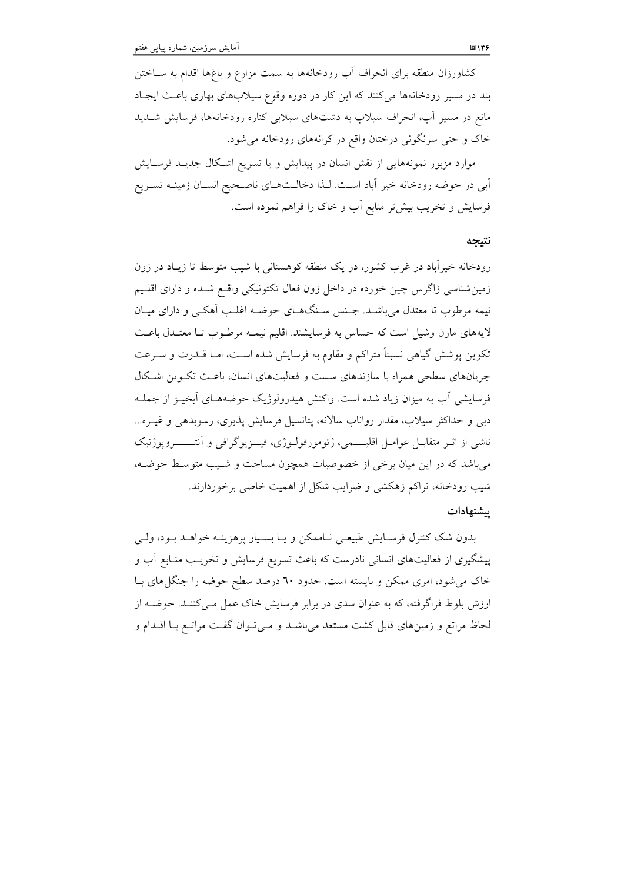کشاورزان منطقه برای انحراف آب رودخانه‌ها به سمت مزارع و باغ‌ها اقدام به ساختن بند در مسیر رودخانه‌ها می‌کنند که این کار در دوره وقوع سیلاب‌های بهاری باعث ایجاد مانع در مسیر آب، انحراف سیلاب به دشت‌های سیلابی کناره رودخانه‌ها، فرسایش شدید خاک و حتی سرنگونی درختان واقع در کرانه‌های رودخانه می‌شود.

موارد مزبور نمونه‌هایی از نقش انسان در پیدایش و یا تسریع اشکال جدید فرسایش آبی در حوضه رودخانه خیر آباد است. لذا دخالت‌های ناصحیح انسان زمینه تسریع فرسایش و تخریب بیش‌تر منابع آب و خاک را فراهم نموده است.

## نتیجه

رودخانه خیرآباد در غرب کشور، در یک منطقه کوهستانی با شیب متوسط تا زیاد در زون زمین‌شناسی زاگرس چین خورده در داخل زون فعال تکتونیکی واقع شده و دارای اقلیم نیمه مرطوب تا معتدل می‌باشد. جنس سنگ‌های حوضه اغلب آهکی و دارای میان لایه‌های مارن وشیل است که حساس به فرسایشند. اقلیم نیمه مرطوب تا معتدل باعث تکوین پوشش گیاهی نسبتاً متراکم و مقاوم به فرسایش شده است، اما قدرت و سرعت جریان‌های سطحی همراه با سازندهای سست و فعالیت‌های انسان، باعث تکوین اشکال فرسایشی آب به میزان زیاد شده است. واکنش هیدرولوژیک حوضه‌های آبخیز از جمله دبی و حداکثر سیلاب، مقدار رواناب سالانه، پتانسیل فرسایش پذیری، رسوبدهی و غیره... ناشی از اثر متقابل عوامل اقلیمی، ژئومورفولوژی، فیزیوگرافی و آنتروپوژنیک می‌باشد که در این میان برخی از خصوصیات همچون مساحت و شیب متوسط حوضه، شیب رودخانه، تراکم زهکشی و ضرایب شکل از اهمیت خاصی برخوردارند.

## پیشنهادات

بدون شک کنترل فرسایش طبیعی ناممکن و یا بسیار پرهزینه خواهد بود، ولی پیشگیری از فعالیت‌های انسانی نادرست که باعث تسریع فرسایش و تخریب منابع آب و خاک می‌شود، امری ممکن و بایسته است. حدود ۶۰ درصد سطح حوضه را جنگل‌های با ارزش بلوط فراگرفته، که به عنوان سدی در برابر فرسایش خاک عمل می‌کنند. حوضه از لحاظ مراتع و زمین‌های قابل کشت مستعد می‌باشد و می‌توان گفت مراتع با اقدام و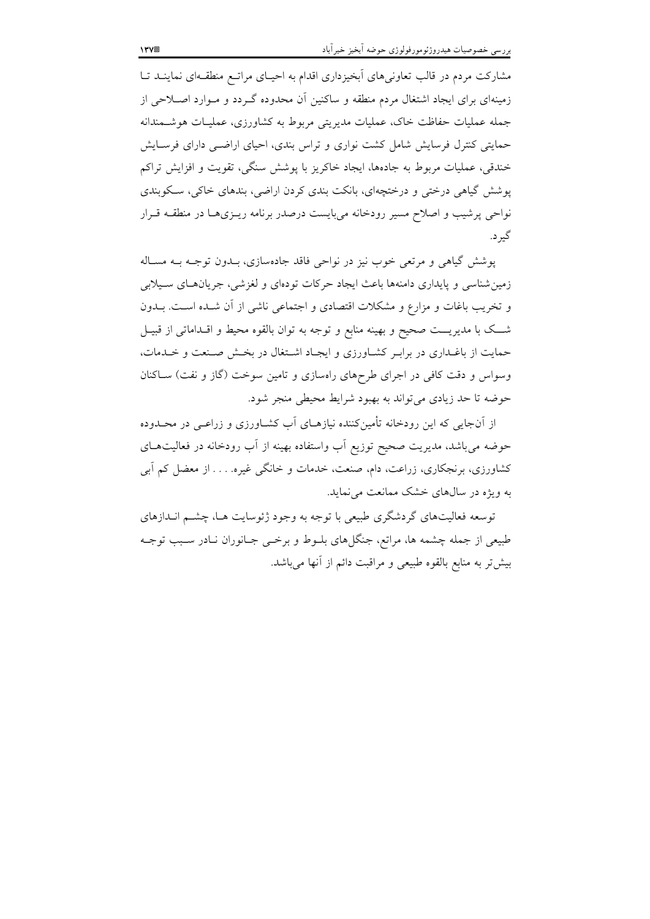مشارکت مردم در قالب تعاونی‌های آبخیزداری اقدام به احیای مراتع منطقه‌ای نمایند تا زمینه‌ای برای ایجاد اشتغال مردم منطقه و ساکنین آن محدوده گردد و موارد اصلاحی از جمله عملیات حفاظت خاک، عملیات مدیریتی مربوط به کشاورزی، عملیات هوشمندانه حمایتی کنترل فرسایش شامل کشت نواری و تراس بندی، احیای اراضی دارای فرسایش خندقی، عملیات مربوط به جاده‌ها، ایجاد خاکریز با پوشش سنگی، تقویت و افزایش تراکم پوشش گیاهی درختی و درختچه‌ای، بانکت بندی کردن اراضی، بندهای خاکی، سکوبندی نواحی پرشیب و اصلاح مسیر رودخانه می‌بایست درصدر برنامه ریزی‌ها در منطقه قرار گیرد.

پوشش گیاهی و مرتعی خوب نیز در نواحی فاقد جاده‌سازی، بدون توجه به مساله زمین‌شناسی و پایداری دامنه‌ها باعث ایجاد حرکات توده‌ای و لغزشی، جریان‌های سیلابی و تخریب باغات و مزارع و مشکلات اقتصادی و اجتماعی ناشی از آن شده است. بدون شک با مدیریت صحیح و بهینه منابع و توجه به توان بالقوه محیط و اقداماتی از قبیل حمایت از باغداری در برابر کشاورزی و ایجاد اشتغال در بخش صنعت و خدمات، وسواس و دقت کافی در اجرای طرح‌های راه‌سازی و تامین سوخت (گاز و نفت) ساکنان حوضه تا حد زیادی می‌تواند به بهبود شرایط محیطی منجر شود.

از آن‌جایی که این رودخانه تأمین‌کننده نیازهای آب کشاورزی و زراعی در محدوده حوضه می‌باشد، مدیریت صحیح توزیع آب واستفاده بهینه از آب رودخانه در فعالیت‌های کشاورزی، برنجکاری، زراعت، دام، صنعت، خدمات و خانگی غیره. . . . از معضل کم آبی به ویژه در سال‌های خشک ممانعت می‌نماید.

توسعه فعالیت‌های گردشگری طبیعی با توجه به وجود ژئوسایت ها، چشم اندازهای طبیعی از جمله چشمه ها، مراتع، جنگل‌های بلوط و برخی جانوران نادر سبب توجه بیش‌تر به منابع بالقوه طبیعی و مراقبت دائم از آنها می‌باشد.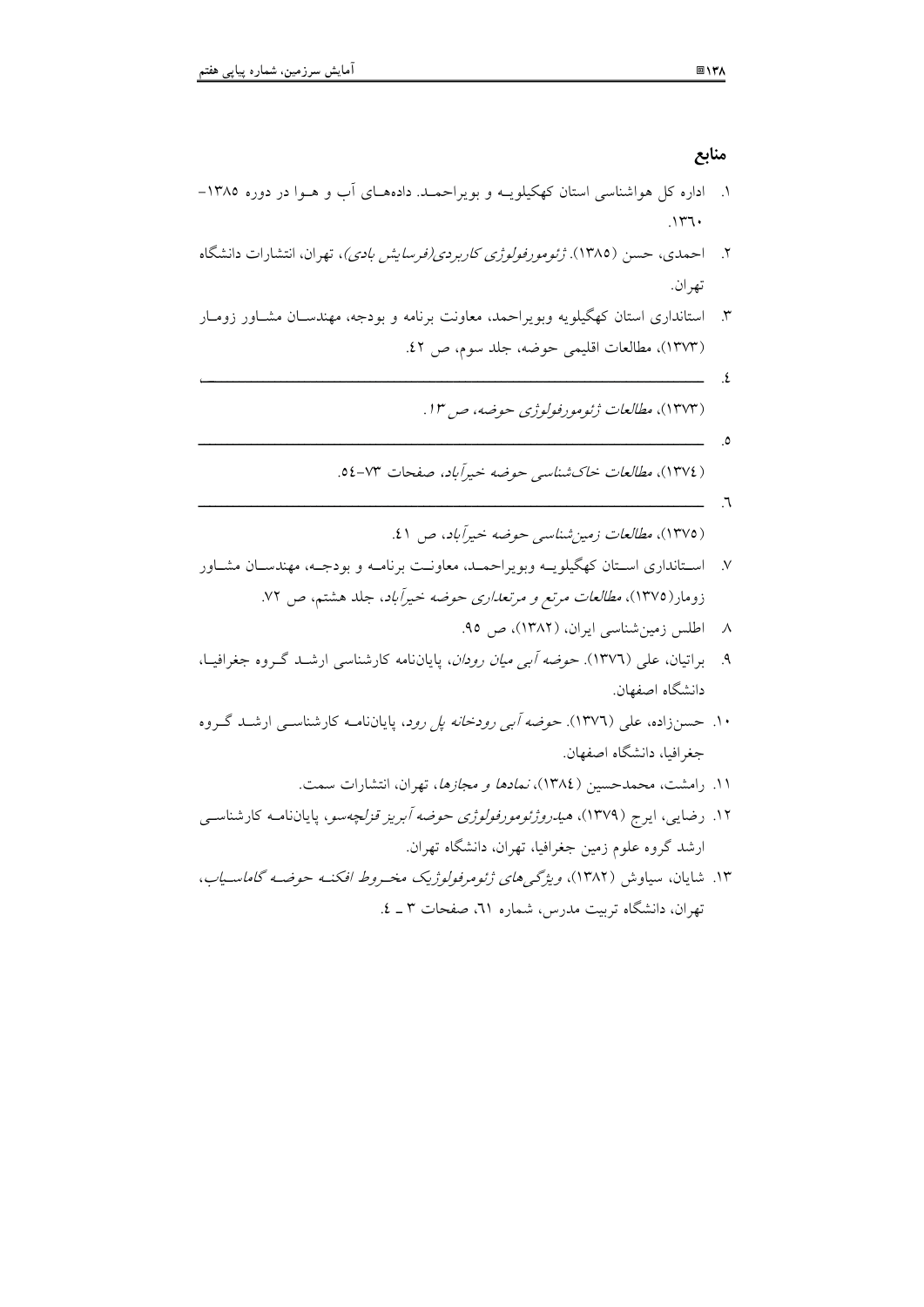## منابع

۱. اداره کل هواشناسی استان کهکیلویه و بویراحمد. داده‌های آب و هوا در دوره ۱۳۸۵-۱۳٦۰.

۲. احمدی، حسن (۱۳۸۵). *ژئومورفولوژی کاربردی(فرسایش بادی)*، تهران، انتشارات دانشگاه تهران.

۳. استانداری استان کهگیلویه وبویراحمد، معاونت برنامه و بودجه، مهندسان مشاور زومار (۱۳۷۳)، مطالعات اقلیمی حوضه، جلد سوم، ص ٤۲.

٤. ______________________ (۱۳۷۳)، *مطالعات ژئومورفولوژی حوضه*، ص ۱۳.

٥. ______________________ (۱۳۷٤)، *مطالعات خاک‌شناسی حوضه خیرآباد*، صفحات ۷۳-٥٤.

٦. ______________________ (۱۳۷٥)، *مطالعات زمین‌شناسی حوضه خیرآباد*، ص ٤۱.

۷. استانداری استان کهگیلویه وبویراحمد، معاونت برنامه و بودجه، مهندسان مشاور زومار(۱۳۷٥)، *مطالعات مرتع و مرتعداری حوضه خیرآباد*، جلد هشتم، ص ۷۲.

۸. اطلس زمین‌شناسی ایران، (۱۳۸۲)، ص ۹٥.

۹. براتیان، علی (۱۳۷٦). *حوضه آبی میان رودان*، پایان‌نامه کارشناسی ارشد گروه جغرافیا، دانشگاه اصفهان.

۱۰. حسن‌زاده، علی (۱۳۷٦). *حوضه آبی رودخانه پل رود*، پایان‌نامه کارشناسی ارشد گروه جغرافیا، دانشگاه اصفهان.

۱۱. رامشت، محمدحسین (۱۳۸٤)، *نمادها و مجازها*، تهران، انتشارات سمت.

۱۲. رضایی، ایرج (۱۳۷۹)، *هیدروژئومورفولوژی حوضه آبریز قزلچه‌سو*، پایان‌نامه کارشناسی ارشد گروه علوم زمین جغرافیا، تهران، دانشگاه تهران.

۱۳. شایان، سیاوش (۱۳۸۲)، *ویژگی‌های ژئومرفولوژیک مخروط افکنه حوضه گاماسیاب*، تهران، دانشگاه تربیت مدرس، شماره ٦۱، صفحات ۳ ـ ٤.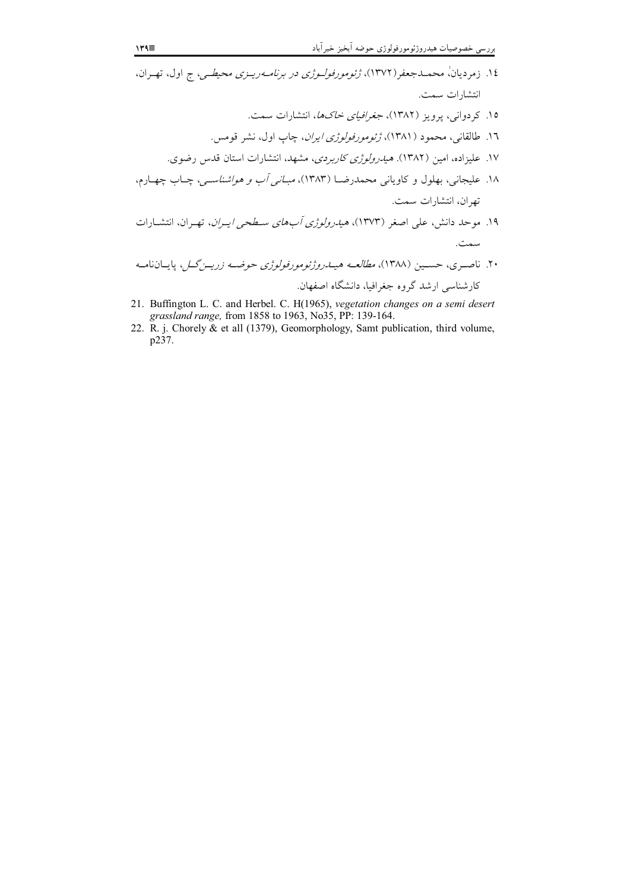۱٤. زمردیان، محمدجعفر(۱۳۷۲)، *ژئومورفولوژی در برنامه‌ریزی محیطی*، ج اول، تهران، انتشارات سمت.

۱۵. کردوانی، پرویز (۱۳۸۲)، *جغرافیای خاک‌ها*، انتشارات سمت.

۱٦. طالقانی، محمود (۱۳۸۱)، *ژئومورفولوژی ایران*، چاپ اول، نشر قومس.

۱۷. علیزاده، امین (۱۳۸۲). *هیدرولوژی کاربردی*، مشهد، انتشارات استان قدس رضوی.

۱۸. علیجانی، بهلول و کاویانی محمدرضا (۱۳۸۳)، *مبانی آب و هواشناسی*، چاپ چهارم، تهران، انتشارات سمت.

۱۹. موحد دانش، علی اصغر (۱۳۷۳)، *هیدرولوژی آب‌های سطحی ایران*، تهران، انتشارات سمت.

۲۰. ناصری، حسین (۱۳۸۸)، *مطالعه هیدروژئومورفولوژی حوضه زرین‌گل*، پایان‌نامه کارشناسی ارشد گروه جغرافیا، دانشگاه اصفهان.

21. Buffington L. C. and Herbel. C. H(1965), *vegetation changes on a semi desert grassland range,* from 1858 to 1963, No35, PP: 139-164.

22. R. j. Chorely & et all (1379), Geomorphology, Samt publication, third volume, p237.